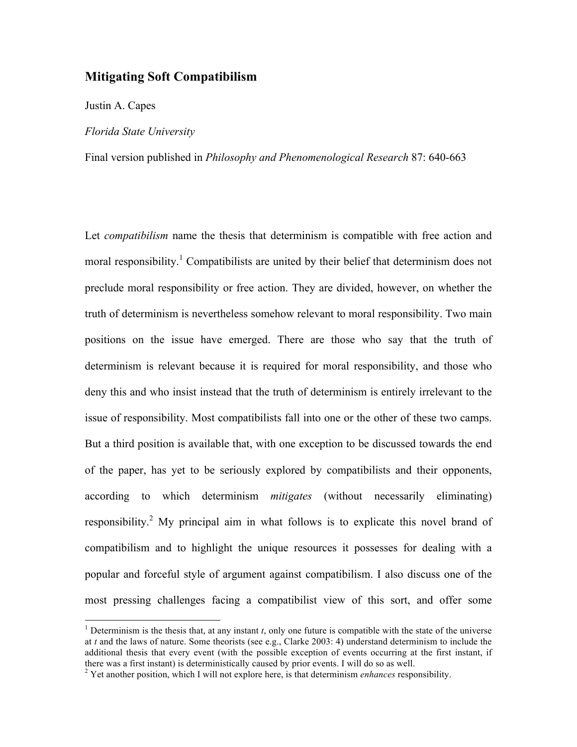# Mitigating Soft Compatibilism

Justin A. Capes

*Florida State University*

Final version published in *Philosophy and Phenomenological Research* 87: 640-663

Let *compatibilism* name the thesis that determinism is compatible with free action and moral responsibility.[1] Compatibilists are united by their belief that determinism does not preclude moral responsibility or free action. They are divided, however, on whether the truth of determinism is nevertheless somehow relevant to moral responsibility. Two main positions on the issue have emerged. There are those who say that the truth of determinism is relevant because it is required for moral responsibility, and those who deny this and who insist instead that the truth of determinism is entirely irrelevant to the issue of responsibility. Most compatibilists fall into one or the other of these two camps. But a third position is available that, with one exception to be discussed towards the end of the paper, has yet to be seriously explored by compatibilists and their opponents, according to which determinism *mitigates* (without necessarily eliminating) responsibility.[2] My principal aim in what follows is to explicate this novel brand of compatibilism and to highlight the unique resources it possesses for dealing with a popular and forceful style of argument against compatibilism. I also discuss one of the most pressing challenges facing a compatibilist view of this sort, and offer some

[1] Determinism is the thesis that, at any instant *t*, only one future is compatible with the state of the universe at *t* and the laws of nature. Some theorists (see e.g., Clarke 2003: 4) understand determinism to include the additional thesis that every event (with the possible exception of events occurring at the first instant, if there was a first instant) is deterministically caused by prior events. I will do so as well.

[2] Yet another position, which I will not explore here, is that determinism *enhances* responsibility.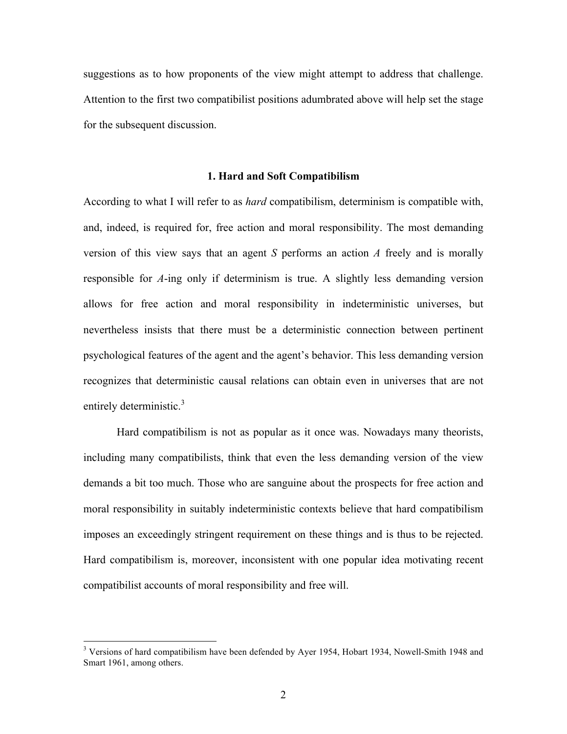suggestions as to how proponents of the view might attempt to address that challenge. Attention to the first two compatibilist positions adumbrated above will help set the stage for the subsequent discussion.

## 1. Hard and Soft Compatibilism

According to what I will refer to as *hard* compatibilism, determinism is compatible with, and, indeed, is required for, free action and moral responsibility. The most demanding version of this view says that an agent *S* performs an action *A* freely and is morally responsible for *A*-ing only if determinism is true. A slightly less demanding version allows for free action and moral responsibility in indeterministic universes, but nevertheless insists that there must be a deterministic connection between pertinent psychological features of the agent and the agent's behavior. This less demanding version recognizes that deterministic causal relations can obtain even in universes that are not entirely deterministic.[3]

Hard compatibilism is not as popular as it once was. Nowadays many theorists, including many compatibilists, think that even the less demanding version of the view demands a bit too much. Those who are sanguine about the prospects for free action and moral responsibility in suitably indeterministic contexts believe that hard compatibilism imposes an exceedingly stringent requirement on these things and is thus to be rejected. Hard compatibilism is, moreover, inconsistent with one popular idea motivating recent compatibilist accounts of moral responsibility and free will.

---

[3] Versions of hard compatibilism have been defended by Ayer 1954, Hobart 1934, Nowell-Smith 1948 and Smart 1961, among others.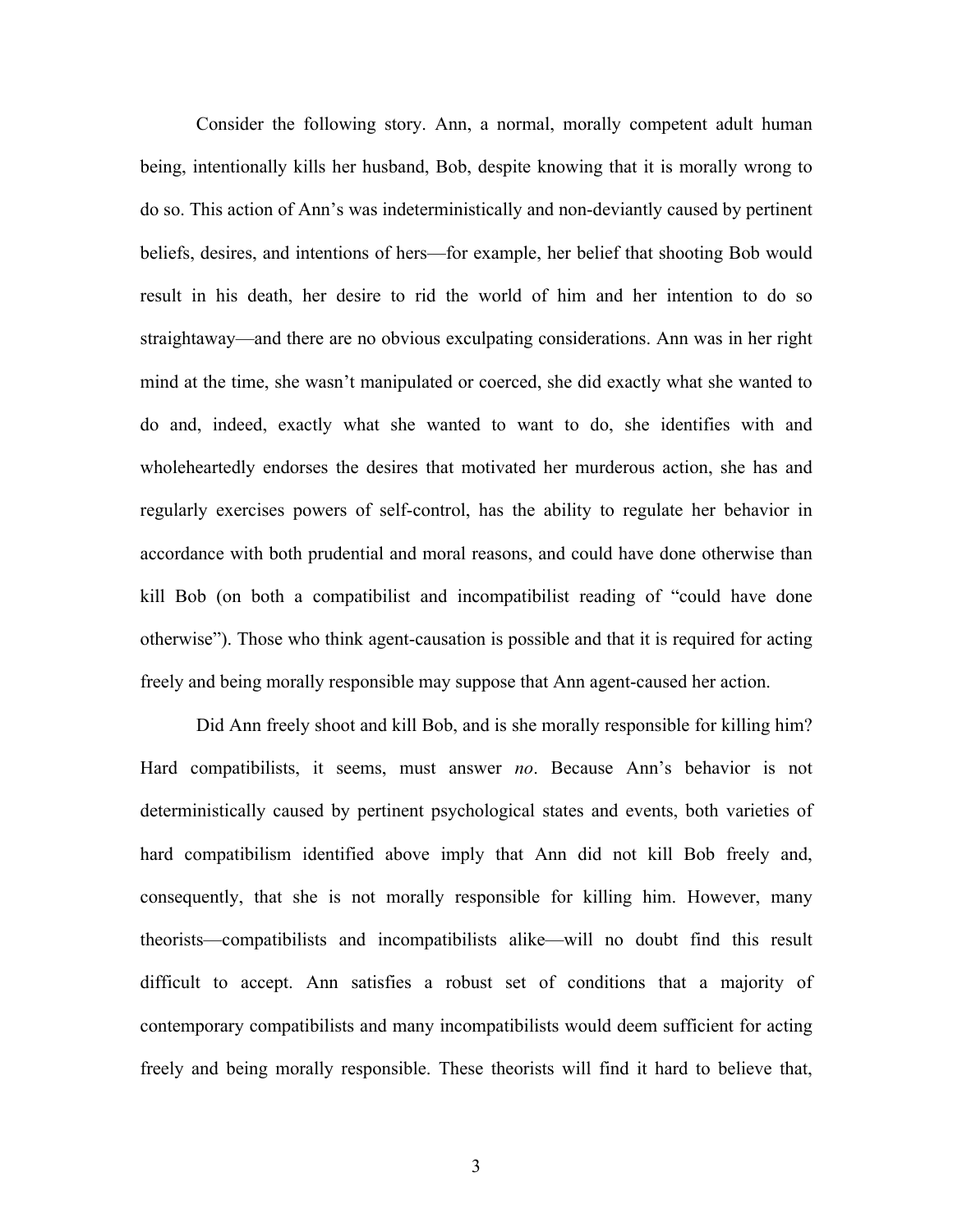Consider the following story. Ann, a normal, morally competent adult human being, intentionally kills her husband, Bob, despite knowing that it is morally wrong to do so. This action of Ann's was indeterministically and non-deviantly caused by pertinent beliefs, desires, and intentions of hers—for example, her belief that shooting Bob would result in his death, her desire to rid the world of him and her intention to do so straightaway—and there are no obvious exculpating considerations. Ann was in her right mind at the time, she wasn't manipulated or coerced, she did exactly what she wanted to do and, indeed, exactly what she wanted to want to do, she identifies with and wholeheartedly endorses the desires that motivated her murderous action, she has and regularly exercises powers of self-control, has the ability to regulate her behavior in accordance with both prudential and moral reasons, and could have done otherwise than kill Bob (on both a compatibilist and incompatibilist reading of "could have done otherwise"). Those who think agent-causation is possible and that it is required for acting freely and being morally responsible may suppose that Ann agent-caused her action.

Did Ann freely shoot and kill Bob, and is she morally responsible for killing him? Hard compatibilists, it seems, must answer *no*. Because Ann's behavior is not deterministically caused by pertinent psychological states and events, both varieties of hard compatibilism identified above imply that Ann did not kill Bob freely and, consequently, that she is not morally responsible for killing him. However, many theorists—compatibilists and incompatibilists alike—will no doubt find this result difficult to accept. Ann satisfies a robust set of conditions that a majority of contemporary compatibilists and many incompatibilists would deem sufficient for acting freely and being morally responsible. These theorists will find it hard to believe that,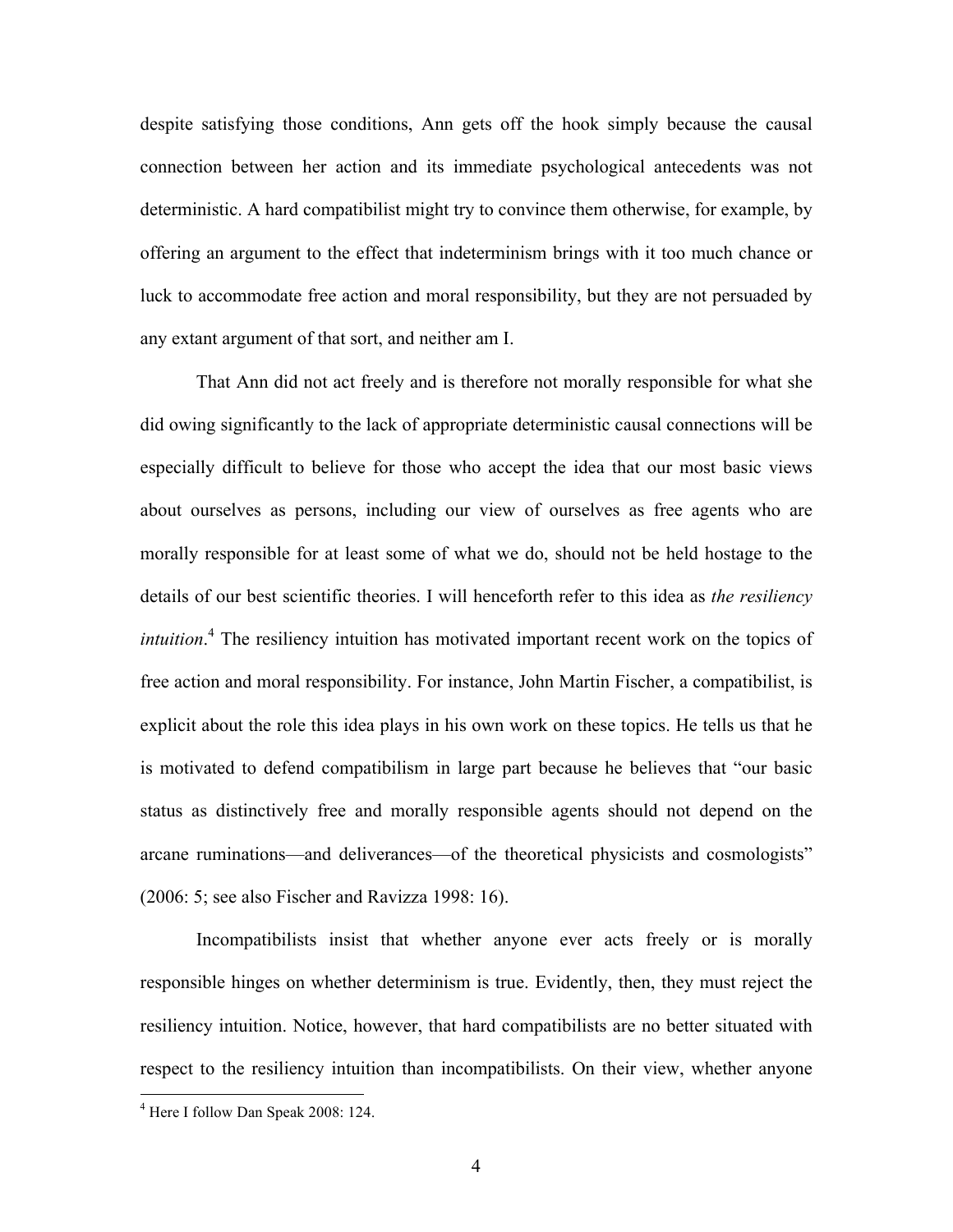despite satisfying those conditions, Ann gets off the hook simply because the causal connection between her action and its immediate psychological antecedents was not deterministic. A hard compatibilist might try to convince them otherwise, for example, by offering an argument to the effect that indeterminism brings with it too much chance or luck to accommodate free action and moral responsibility, but they are not persuaded by any extant argument of that sort, and neither am I.

That Ann did not act freely and is therefore not morally responsible for what she did owing significantly to the lack of appropriate deterministic causal connections will be especially difficult to believe for those who accept the idea that our most basic views about ourselves as persons, including our view of ourselves as free agents who are morally responsible for at least some of what we do, should not be held hostage to the details of our best scientific theories. I will henceforth refer to this idea as *the resiliency intuition*.[4] The resiliency intuition has motivated important recent work on the topics of free action and moral responsibility. For instance, John Martin Fischer, a compatibilist, is explicit about the role this idea plays in his own work on these topics. He tells us that he is motivated to defend compatibilism in large part because he believes that "our basic status as distinctively free and morally responsible agents should not depend on the arcane ruminations—and deliverances—of the theoretical physicists and cosmologists" (2006: 5; see also Fischer and Ravizza 1998: 16).

Incompatibilists insist that whether anyone ever acts freely or is morally responsible hinges on whether determinism is true. Evidently, then, they must reject the resiliency intuition. Notice, however, that hard compatibilists are no better situated with respect to the resiliency intuition than incompatibilists. On their view, whether anyone

[4] Here I follow Dan Speak 2008: 124.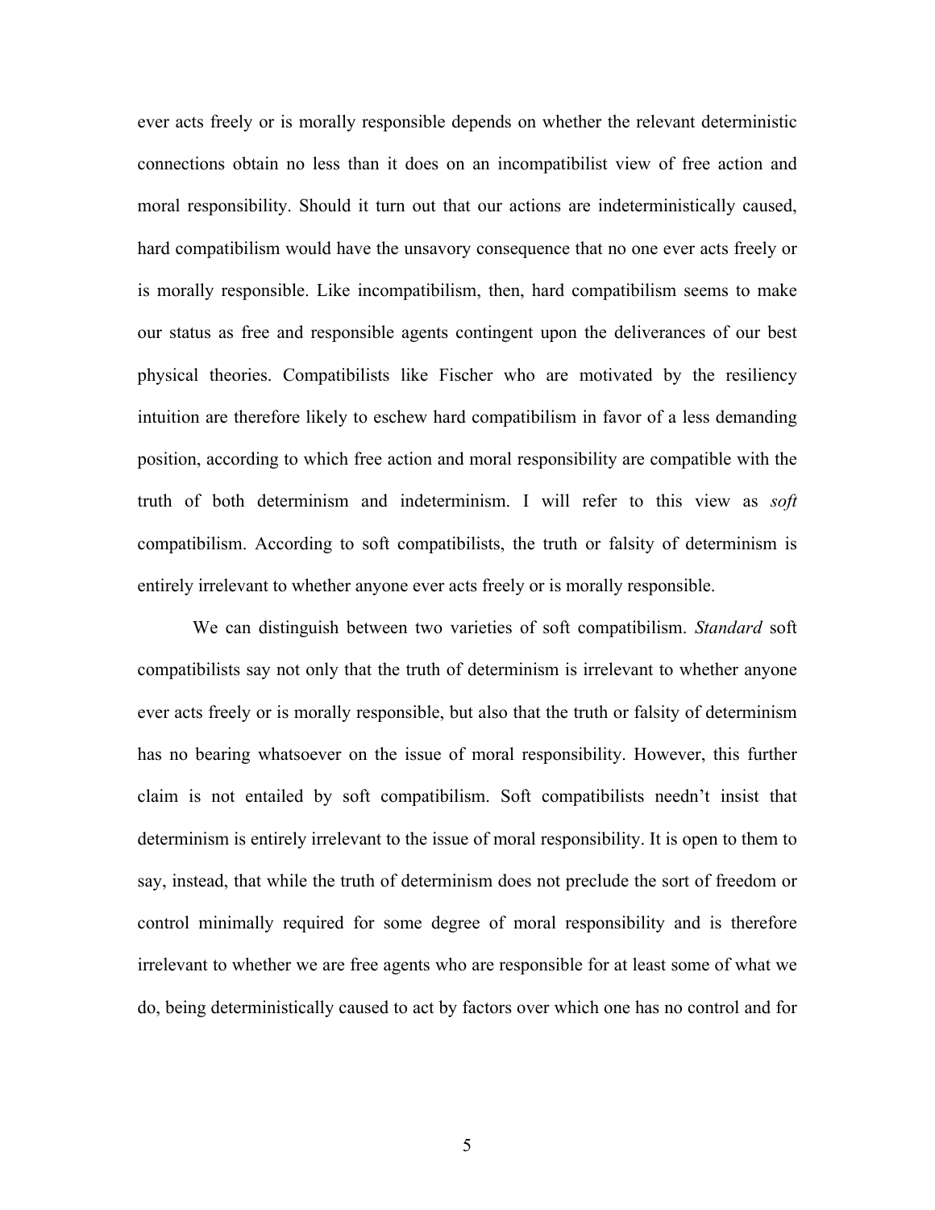ever acts freely or is morally responsible depends on whether the relevant deterministic connections obtain no less than it does on an incompatibilist view of free action and moral responsibility. Should it turn out that our actions are indeterministically caused, hard compatibilism would have the unsavory consequence that no one ever acts freely or is morally responsible. Like incompatibilism, then, hard compatibilism seems to make our status as free and responsible agents contingent upon the deliverances of our best physical theories. Compatibilists like Fischer who are motivated by the resiliency intuition are therefore likely to eschew hard compatibilism in favor of a less demanding position, according to which free action and moral responsibility are compatible with the truth of both determinism and indeterminism. I will refer to this view as *soft* compatibilism. According to soft compatibilists, the truth or falsity of determinism is entirely irrelevant to whether anyone ever acts freely or is morally responsible.

We can distinguish between two varieties of soft compatibilism. *Standard* soft compatibilists say not only that the truth of determinism is irrelevant to whether anyone ever acts freely or is morally responsible, but also that the truth or falsity of determinism has no bearing whatsoever on the issue of moral responsibility. However, this further claim is not entailed by soft compatibilism. Soft compatibilists needn't insist that determinism is entirely irrelevant to the issue of moral responsibility. It is open to them to say, instead, that while the truth of determinism does not preclude the sort of freedom or control minimally required for some degree of moral responsibility and is therefore irrelevant to whether we are free agents who are responsible for at least some of what we do, being deterministically caused to act by factors over which one has no control and for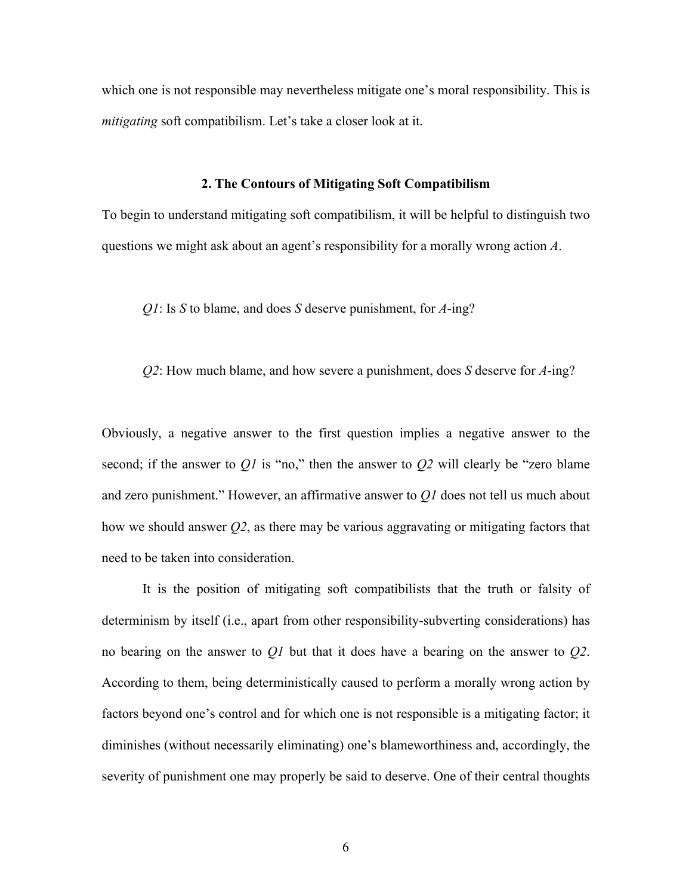which one is not responsible may nevertheless mitigate one's moral responsibility. This is *mitigating* soft compatibilism. Let's take a closer look at it.

## 2. The Contours of Mitigating Soft Compatibilism

To begin to understand mitigating soft compatibilism, it will be helpful to distinguish two questions we might ask about an agent's responsibility for a morally wrong action *A*.

> *Q1*: Is *S* to blame, and does *S* deserve punishment, for *A*-ing?

> *Q2*: How much blame, and how severe a punishment, does *S* deserve for *A*-ing?

Obviously, a negative answer to the first question implies a negative answer to the second; if the answer to *Q1* is "no," then the answer to *Q2* will clearly be "zero blame and zero punishment." However, an affirmative answer to *Q1* does not tell us much about how we should answer *Q2*, as there may be various aggravating or mitigating factors that need to be taken into consideration.

It is the position of mitigating soft compatibilists that the truth or falsity of determinism by itself (i.e., apart from other responsibility-subverting considerations) has no bearing on the answer to *Q1* but that it does have a bearing on the answer to *Q2*. According to them, being deterministically caused to perform a morally wrong action by factors beyond one's control and for which one is not responsible is a mitigating factor; it diminishes (without necessarily eliminating) one's blameworthiness and, accordingly, the severity of punishment one may properly be said to deserve. One of their central thoughts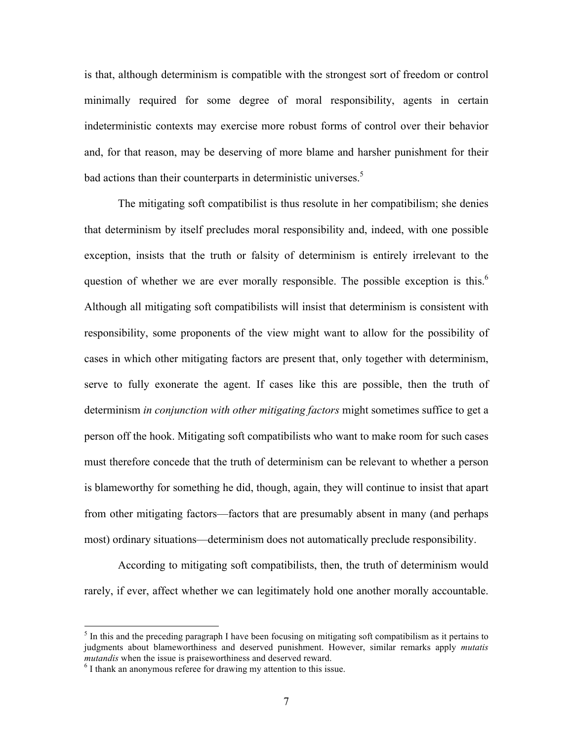is that, although determinism is compatible with the strongest sort of freedom or control minimally required for some degree of moral responsibility, agents in certain indeterministic contexts may exercise more robust forms of control over their behavior and, for that reason, may be deserving of more blame and harsher punishment for their bad actions than their counterparts in deterministic universes.[5]

The mitigating soft compatibilist is thus resolute in her compatibilism; she denies that determinism by itself precludes moral responsibility and, indeed, with one possible exception, insists that the truth or falsity of determinism is entirely irrelevant to the question of whether we are ever morally responsible. The possible exception is this.[6] Although all mitigating soft compatibilists will insist that determinism is consistent with responsibility, some proponents of the view might want to allow for the possibility of cases in which other mitigating factors are present that, only together with determinism, serve to fully exonerate the agent. If cases like this are possible, then the truth of determinism *in conjunction with other mitigating factors* might sometimes suffice to get a person off the hook. Mitigating soft compatibilists who want to make room for such cases must therefore concede that the truth of determinism can be relevant to whether a person is blameworthy for something he did, though, again, they will continue to insist that apart from other mitigating factors—factors that are presumably absent in many (and perhaps most) ordinary situations—determinism does not automatically preclude responsibility.

According to mitigating soft compatibilists, then, the truth of determinism would rarely, if ever, affect whether we can legitimately hold one another morally accountable.

[5] In this and the preceding paragraph I have been focusing on mitigating soft compatibilism as it pertains to judgments about blameworthiness and deserved punishment. However, similar remarks apply *mutatis mutandis* when the issue is praiseworthiness and deserved reward.

[6] I thank an anonymous referee for drawing my attention to this issue.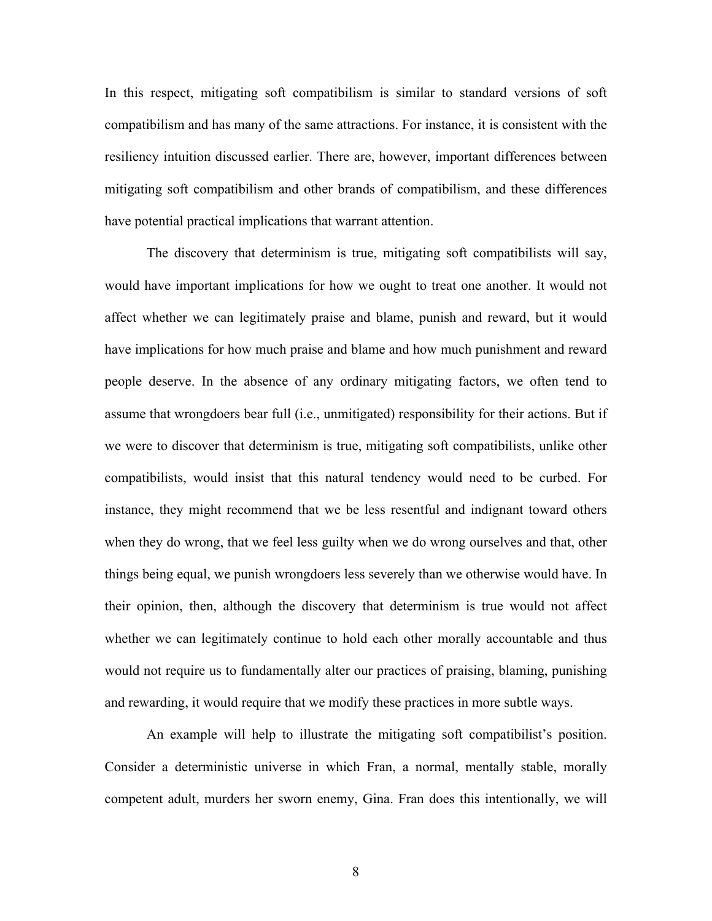In this respect, mitigating soft compatibilism is similar to standard versions of soft compatibilism and has many of the same attractions. For instance, it is consistent with the resiliency intuition discussed earlier. There are, however, important differences between mitigating soft compatibilism and other brands of compatibilism, and these differences have potential practical implications that warrant attention.

The discovery that determinism is true, mitigating soft compatibilists will say, would have important implications for how we ought to treat one another. It would not affect whether we can legitimately praise and blame, punish and reward, but it would have implications for how much praise and blame and how much punishment and reward people deserve. In the absence of any ordinary mitigating factors, we often tend to assume that wrongdoers bear full (i.e., unmitigated) responsibility for their actions. But if we were to discover that determinism is true, mitigating soft compatibilists, unlike other compatibilists, would insist that this natural tendency would need to be curbed. For instance, they might recommend that we be less resentful and indignant toward others when they do wrong, that we feel less guilty when we do wrong ourselves and that, other things being equal, we punish wrongdoers less severely than we otherwise would have. In their opinion, then, although the discovery that determinism is true would not affect whether we can legitimately continue to hold each other morally accountable and thus would not require us to fundamentally alter our practices of praising, blaming, punishing and rewarding, it would require that we modify these practices in more subtle ways.

An example will help to illustrate the mitigating soft compatibilist's position. Consider a deterministic universe in which Fran, a normal, mentally stable, morally competent adult, murders her sworn enemy, Gina. Fran does this intentionally, we will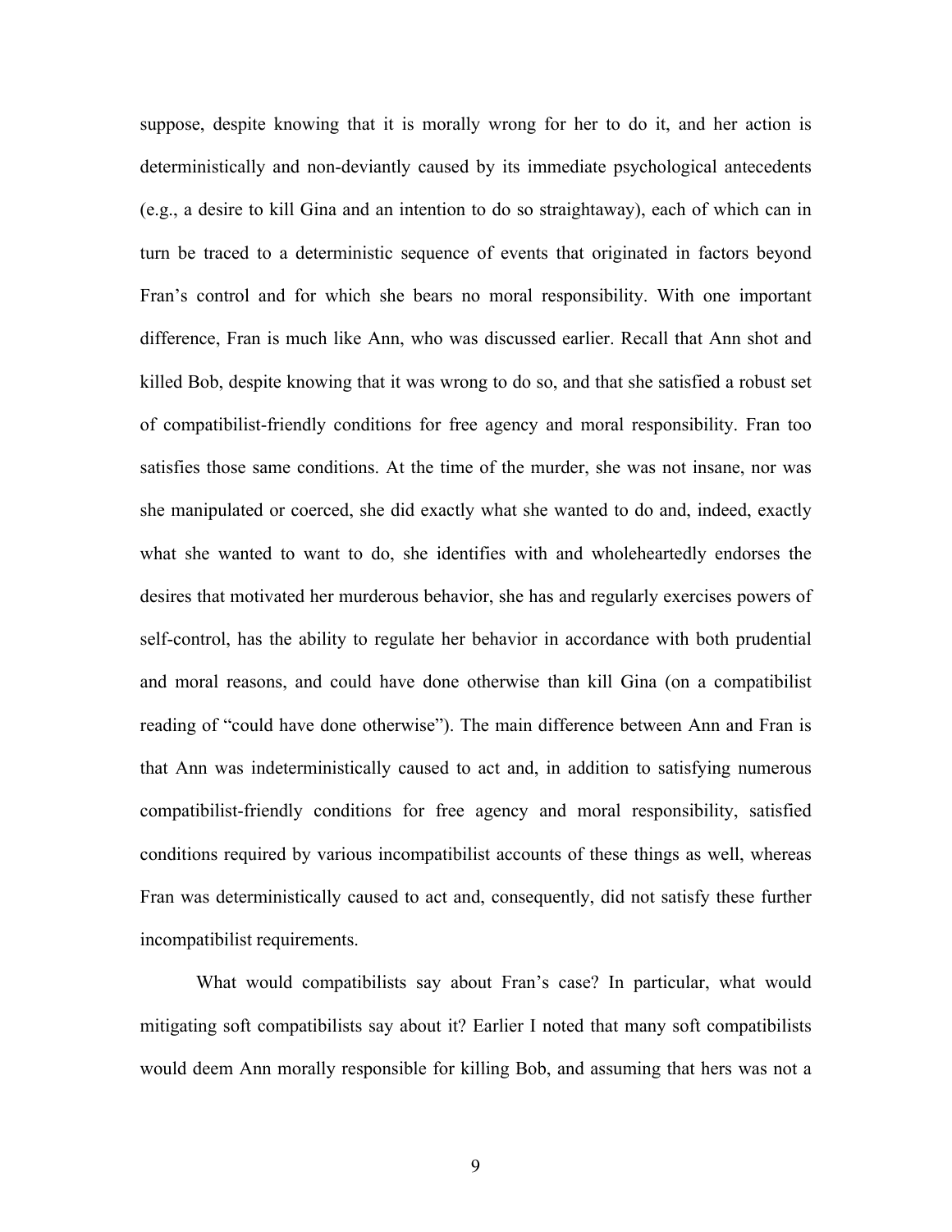suppose, despite knowing that it is morally wrong for her to do it, and her action is deterministically and non-deviantly caused by its immediate psychological antecedents (e.g., a desire to kill Gina and an intention to do so straightaway), each of which can in turn be traced to a deterministic sequence of events that originated in factors beyond Fran's control and for which she bears no moral responsibility. With one important difference, Fran is much like Ann, who was discussed earlier. Recall that Ann shot and killed Bob, despite knowing that it was wrong to do so, and that she satisfied a robust set of compatibilist-friendly conditions for free agency and moral responsibility. Fran too satisfies those same conditions. At the time of the murder, she was not insane, nor was she manipulated or coerced, she did exactly what she wanted to do and, indeed, exactly what she wanted to want to do, she identifies with and wholeheartedly endorses the desires that motivated her murderous behavior, she has and regularly exercises powers of self-control, has the ability to regulate her behavior in accordance with both prudential and moral reasons, and could have done otherwise than kill Gina (on a compatibilist reading of "could have done otherwise"). The main difference between Ann and Fran is that Ann was indeterministically caused to act and, in addition to satisfying numerous compatibilist-friendly conditions for free agency and moral responsibility, satisfied conditions required by various incompatibilist accounts of these things as well, whereas Fran was deterministically caused to act and, consequently, did not satisfy these further incompatibilist requirements.

What would compatibilists say about Fran's case? In particular, what would mitigating soft compatibilists say about it? Earlier I noted that many soft compatibilists would deem Ann morally responsible for killing Bob, and assuming that hers was not a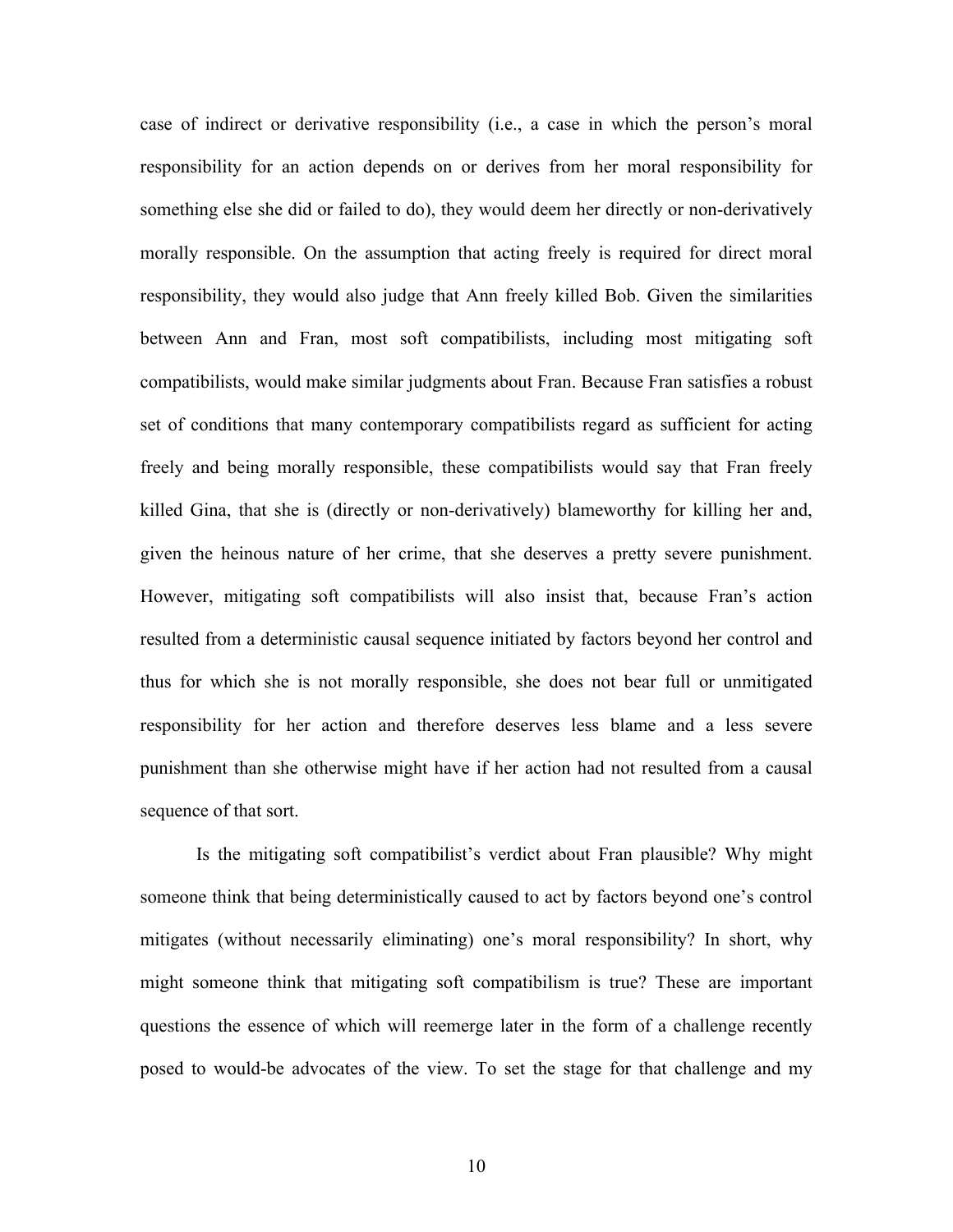case of indirect or derivative responsibility (i.e., a case in which the person's moral responsibility for an action depends on or derives from her moral responsibility for something else she did or failed to do), they would deem her directly or non-derivatively morally responsible. On the assumption that acting freely is required for direct moral responsibility, they would also judge that Ann freely killed Bob. Given the similarities between Ann and Fran, most soft compatibilists, including most mitigating soft compatibilists, would make similar judgments about Fran. Because Fran satisfies a robust set of conditions that many contemporary compatibilists regard as sufficient for acting freely and being morally responsible, these compatibilists would say that Fran freely killed Gina, that she is (directly or non-derivatively) blameworthy for killing her and, given the heinous nature of her crime, that she deserves a pretty severe punishment. However, mitigating soft compatibilists will also insist that, because Fran's action resulted from a deterministic causal sequence initiated by factors beyond her control and thus for which she is not morally responsible, she does not bear full or unmitigated responsibility for her action and therefore deserves less blame and a less severe punishment than she otherwise might have if her action had not resulted from a causal sequence of that sort.

Is the mitigating soft compatibilist's verdict about Fran plausible? Why might someone think that being deterministically caused to act by factors beyond one's control mitigates (without necessarily eliminating) one's moral responsibility? In short, why might someone think that mitigating soft compatibilism is true? These are important questions the essence of which will reemerge later in the form of a challenge recently posed to would-be advocates of the view. To set the stage for that challenge and my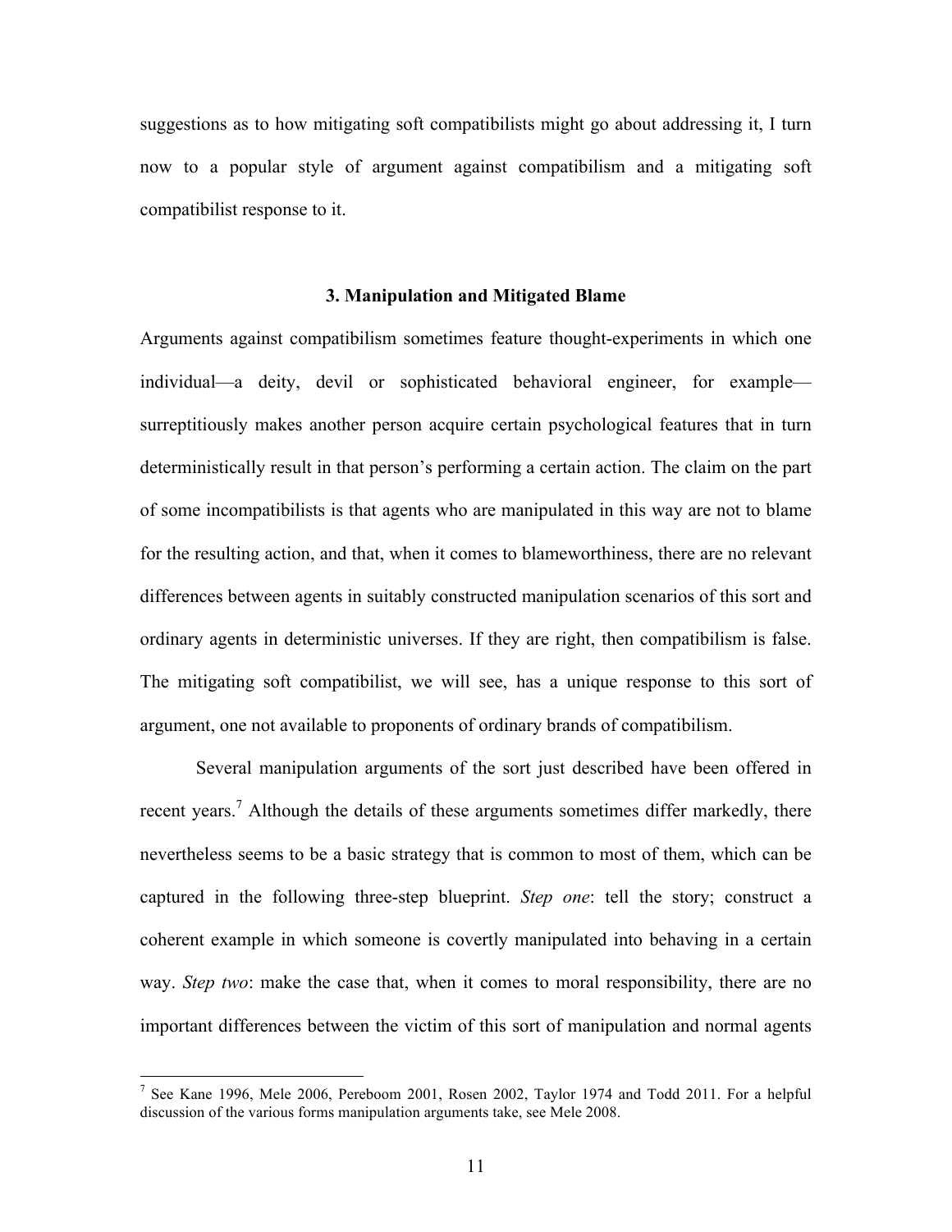suggestions as to how mitigating soft compatibilists might go about addressing it, I turn now to a popular style of argument against compatibilism and a mitigating soft compatibilist response to it.

### 3. Manipulation and Mitigated Blame

Arguments against compatibilism sometimes feature thought-experiments in which one individual—a deity, devil or sophisticated behavioral engineer, for example—surreptitiously makes another person acquire certain psychological features that in turn deterministically result in that person's performing a certain action. The claim on the part of some incompatibilists is that agents who are manipulated in this way are not to blame for the resulting action, and that, when it comes to blameworthiness, there are no relevant differences between agents in suitably constructed manipulation scenarios of this sort and ordinary agents in deterministic universes. If they are right, then compatibilism is false. The mitigating soft compatibilist, we will see, has a unique response to this sort of argument, one not available to proponents of ordinary brands of compatibilism.

Several manipulation arguments of the sort just described have been offered in recent years.[7] Although the details of these arguments sometimes differ markedly, there nevertheless seems to be a basic strategy that is common to most of them, which can be captured in the following three-step blueprint. *Step one*: tell the story; construct a coherent example in which someone is covertly manipulated into behaving in a certain way. *Step two*: make the case that, when it comes to moral responsibility, there are no important differences between the victim of this sort of manipulation and normal agents

[7] See Kane 1996, Mele 2006, Pereboom 2001, Rosen 2002, Taylor 1974 and Todd 2011. For a helpful discussion of the various forms manipulation arguments take, see Mele 2008.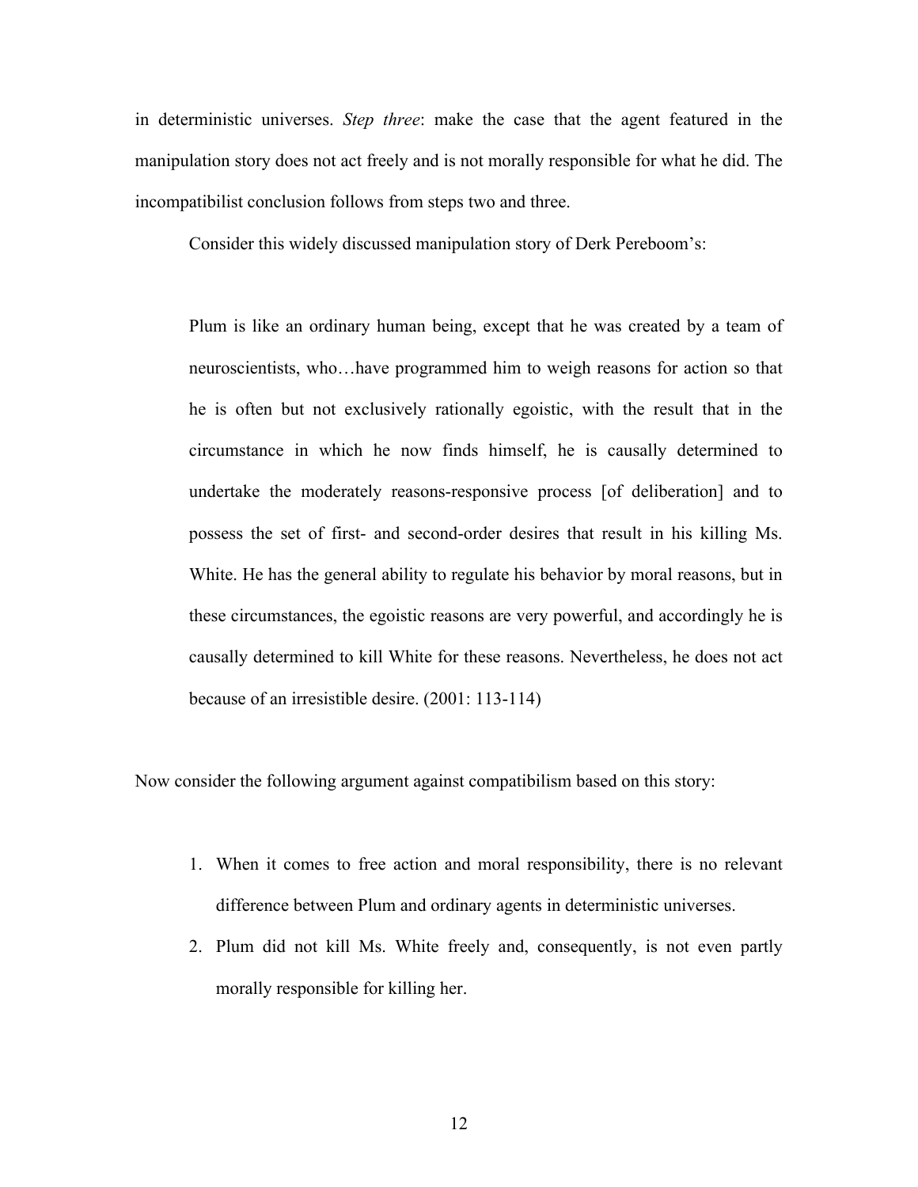in deterministic universes. *Step three*: make the case that the agent featured in the manipulation story does not act freely and is not morally responsible for what he did. The incompatibilist conclusion follows from steps two and three.

Consider this widely discussed manipulation story of Derk Pereboom's:

> Plum is like an ordinary human being, except that he was created by a team of neuroscientists, who…have programmed him to weigh reasons for action so that he is often but not exclusively rationally egoistic, with the result that in the circumstance in which he now finds himself, he is causally determined to undertake the moderately reasons-responsive process [of deliberation] and to possess the set of first- and second-order desires that result in his killing Ms. White. He has the general ability to regulate his behavior by moral reasons, but in these circumstances, the egoistic reasons are very powerful, and accordingly he is causally determined to kill White for these reasons. Nevertheless, he does not act because of an irresistible desire. (2001: 113-114)

Now consider the following argument against compatibilism based on this story:

1. When it comes to free action and moral responsibility, there is no relevant difference between Plum and ordinary agents in deterministic universes.
2. Plum did not kill Ms. White freely and, consequently, is not even partly morally responsible for killing her.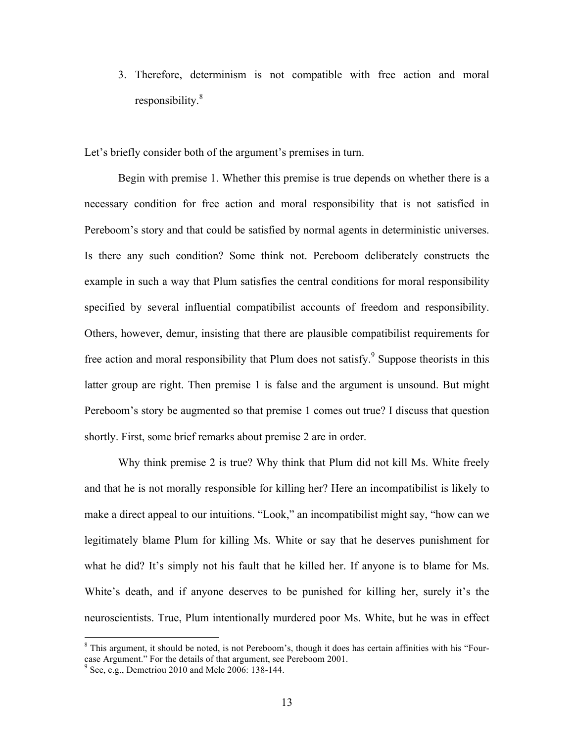3. Therefore, determinism is not compatible with free action and moral responsibility.[8]

Let's briefly consider both of the argument's premises in turn.

Begin with premise 1. Whether this premise is true depends on whether there is a necessary condition for free action and moral responsibility that is not satisfied in Pereboom's story and that could be satisfied by normal agents in deterministic universes. Is there any such condition? Some think not. Pereboom deliberately constructs the example in such a way that Plum satisfies the central conditions for moral responsibility specified by several influential compatibilist accounts of freedom and responsibility. Others, however, demur, insisting that there are plausible compatibilist requirements for free action and moral responsibility that Plum does not satisfy.[9] Suppose theorists in this latter group are right. Then premise 1 is false and the argument is unsound. But might Pereboom's story be augmented so that premise 1 comes out true? I discuss that question shortly. First, some brief remarks about premise 2 are in order.

Why think premise 2 is true? Why think that Plum did not kill Ms. White freely and that he is not morally responsible for killing her? Here an incompatibilist is likely to make a direct appeal to our intuitions. "Look," an incompatibilist might say, "how can we legitimately blame Plum for killing Ms. White or say that he deserves punishment for what he did? It's simply not his fault that he killed her. If anyone is to blame for Ms. White's death, and if anyone deserves to be punished for killing her, surely it's the neuroscientists. True, Plum intentionally murdered poor Ms. White, but he was in effect

[8] This argument, it should be noted, is not Pereboom's, though it does has certain affinities with his "Four-case Argument." For the details of that argument, see Pereboom 2001.

[9] See, e.g., Demetriou 2010 and Mele 2006: 138-144.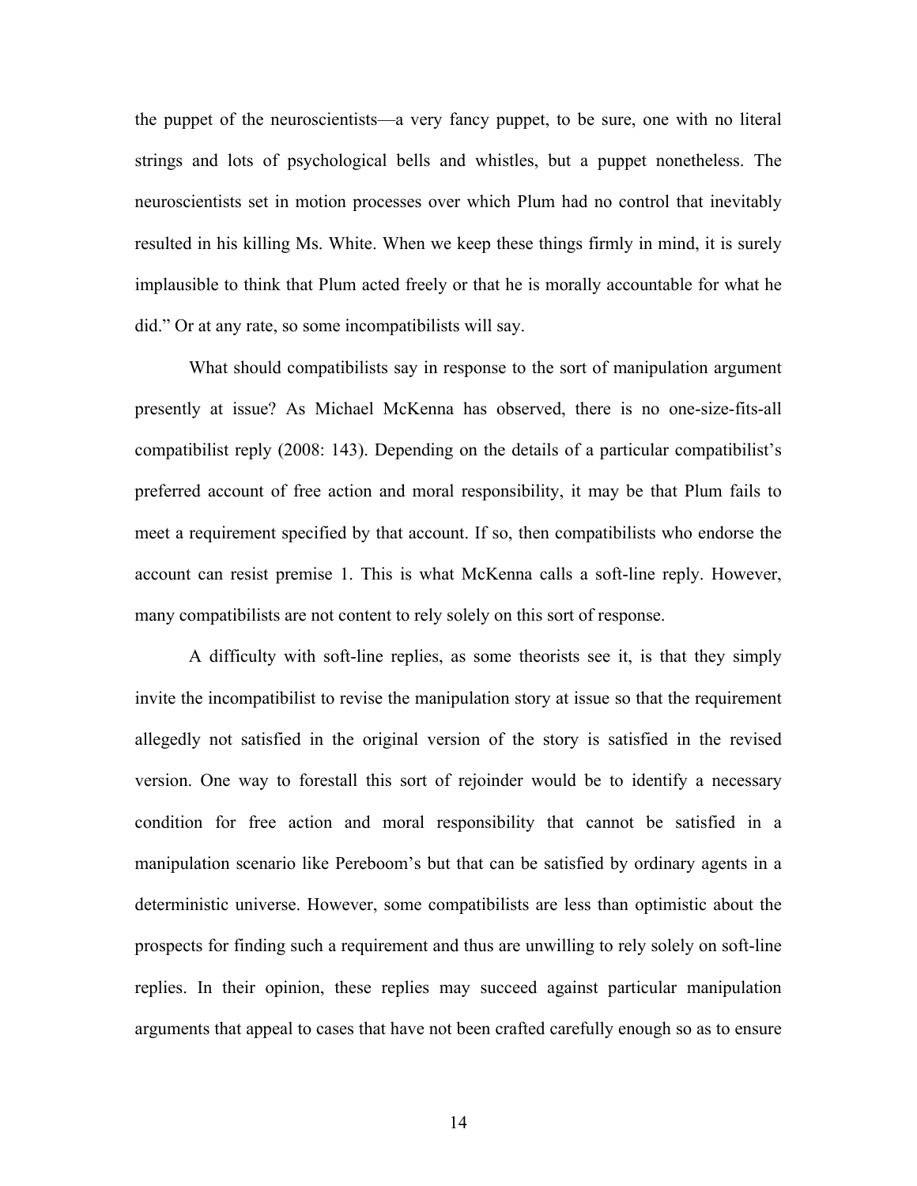the puppet of the neuroscientists—a very fancy puppet, to be sure, one with no literal strings and lots of psychological bells and whistles, but a puppet nonetheless. The neuroscientists set in motion processes over which Plum had no control that inevitably resulted in his killing Ms. White. When we keep these things firmly in mind, it is surely implausible to think that Plum acted freely or that he is morally accountable for what he did." Or at any rate, so some incompatibilists will say.

What should compatibilists say in response to the sort of manipulation argument presently at issue? As Michael McKenna has observed, there is no one-size-fits-all compatibilist reply (2008: 143). Depending on the details of a particular compatibilist's preferred account of free action and moral responsibility, it may be that Plum fails to meet a requirement specified by that account. If so, then compatibilists who endorse the account can resist premise 1. This is what McKenna calls a soft-line reply. However, many compatibilists are not content to rely solely on this sort of response.

A difficulty with soft-line replies, as some theorists see it, is that they simply invite the incompatibilist to revise the manipulation story at issue so that the requirement allegedly not satisfied in the original version of the story is satisfied in the revised version. One way to forestall this sort of rejoinder would be to identify a necessary condition for free action and moral responsibility that cannot be satisfied in a manipulation scenario like Pereboom's but that can be satisfied by ordinary agents in a deterministic universe. However, some compatibilists are less than optimistic about the prospects for finding such a requirement and thus are unwilling to rely solely on soft-line replies. In their opinion, these replies may succeed against particular manipulation arguments that appeal to cases that have not been crafted carefully enough so as to ensure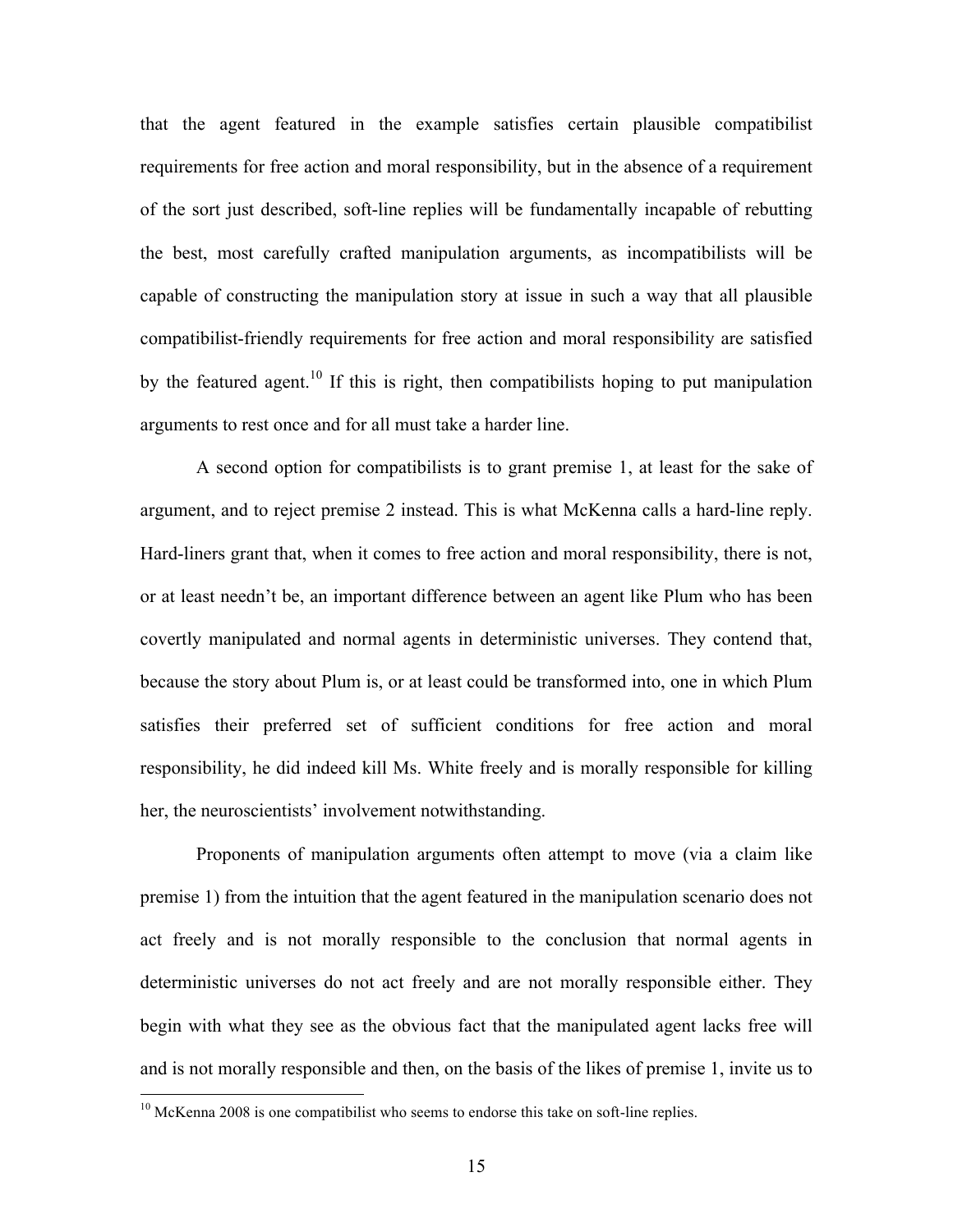that the agent featured in the example satisfies certain plausible compatibilist requirements for free action and moral responsibility, but in the absence of a requirement of the sort just described, soft-line replies will be fundamentally incapable of rebutting the best, most carefully crafted manipulation arguments, as incompatibilists will be capable of constructing the manipulation story at issue in such a way that all plausible compatibilist-friendly requirements for free action and moral responsibility are satisfied by the featured agent.[10] If this is right, then compatibilists hoping to put manipulation arguments to rest once and for all must take a harder line.

A second option for compatibilists is to grant premise 1, at least for the sake of argument, and to reject premise 2 instead. This is what McKenna calls a hard-line reply. Hard-liners grant that, when it comes to free action and moral responsibility, there is not, or at least needn't be, an important difference between an agent like Plum who has been covertly manipulated and normal agents in deterministic universes. They contend that, because the story about Plum is, or at least could be transformed into, one in which Plum satisfies their preferred set of sufficient conditions for free action and moral responsibility, he did indeed kill Ms. White freely and is morally responsible for killing her, the neuroscientists' involvement notwithstanding.

Proponents of manipulation arguments often attempt to move (via a claim like premise 1) from the intuition that the agent featured in the manipulation scenario does not act freely and is not morally responsible to the conclusion that normal agents in deterministic universes do not act freely and are not morally responsible either. They begin with what they see as the obvious fact that the manipulated agent lacks free will and is not morally responsible and then, on the basis of the likes of premise 1, invite us to

[10] McKenna 2008 is one compatibilist who seems to endorse this take on soft-line replies.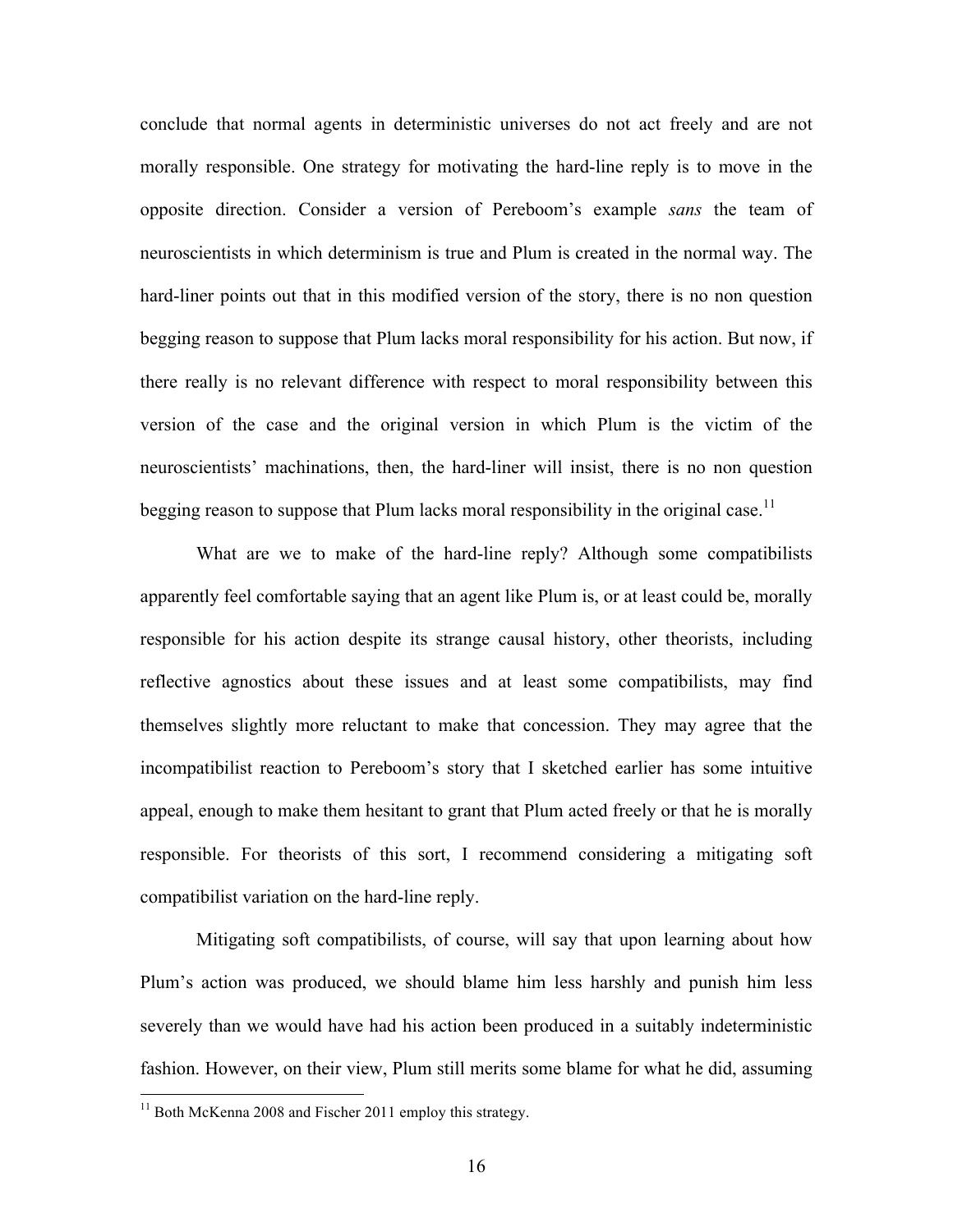conclude that normal agents in deterministic universes do not act freely and are not morally responsible. One strategy for motivating the hard-line reply is to move in the opposite direction. Consider a version of Pereboom's example *sans* the team of neuroscientists in which determinism is true and Plum is created in the normal way. The hard-liner points out that in this modified version of the story, there is no non question begging reason to suppose that Plum lacks moral responsibility for his action. But now, if there really is no relevant difference with respect to moral responsibility between this version of the case and the original version in which Plum is the victim of the neuroscientists' machinations, then, the hard-liner will insist, there is no non question begging reason to suppose that Plum lacks moral responsibility in the original case.[11]

What are we to make of the hard-line reply? Although some compatibilists apparently feel comfortable saying that an agent like Plum is, or at least could be, morally responsible for his action despite its strange causal history, other theorists, including reflective agnostics about these issues and at least some compatibilists, may find themselves slightly more reluctant to make that concession. They may agree that the incompatibilist reaction to Pereboom's story that I sketched earlier has some intuitive appeal, enough to make them hesitant to grant that Plum acted freely or that he is morally responsible. For theorists of this sort, I recommend considering a mitigating soft compatibilist variation on the hard-line reply.

Mitigating soft compatibilists, of course, will say that upon learning about how Plum's action was produced, we should blame him less harshly and punish him less severely than we would have had his action been produced in a suitably indeterministic fashion. However, on their view, Plum still merits some blame for what he did, assuming

[11] Both McKenna 2008 and Fischer 2011 employ this strategy.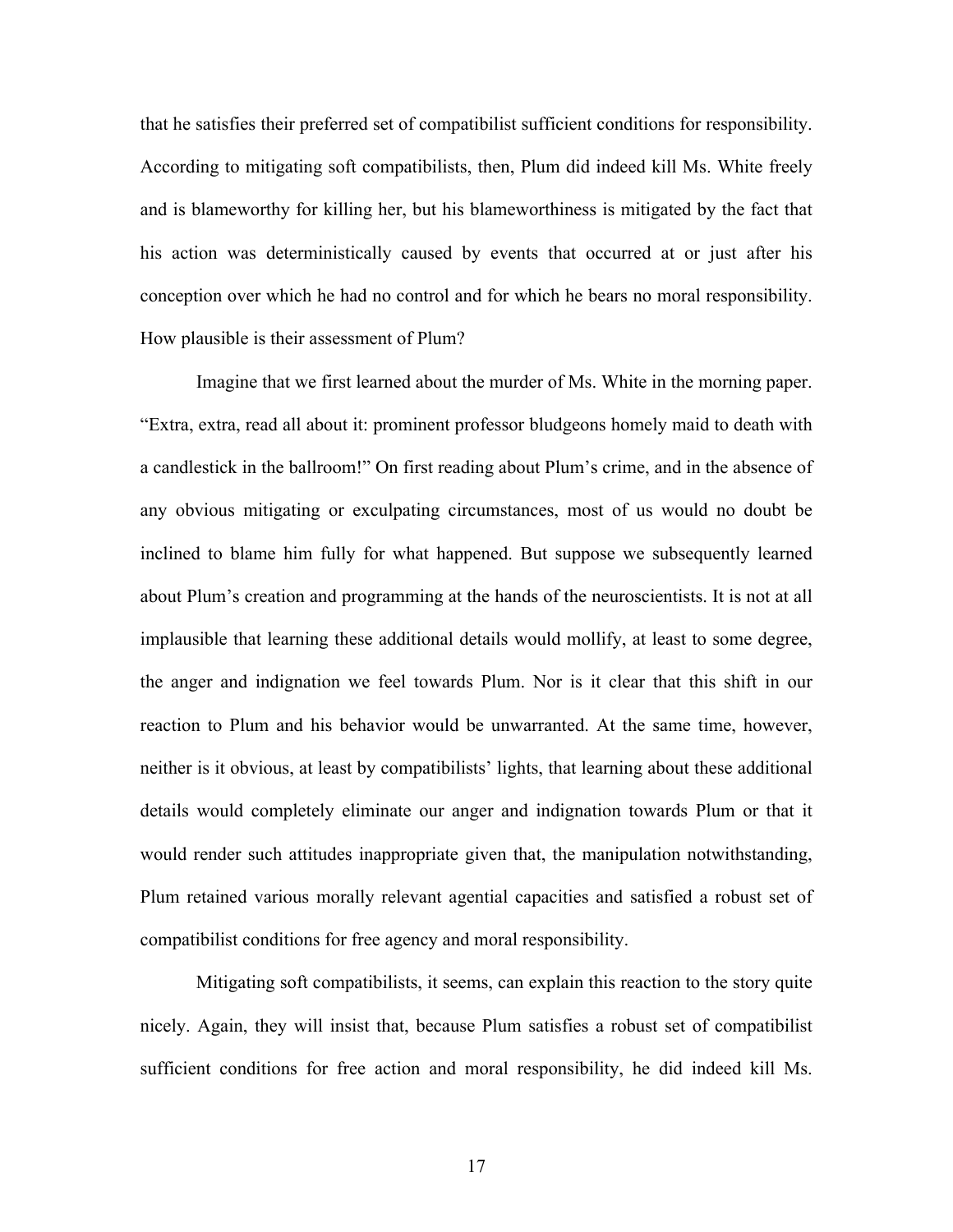that he satisfies their preferred set of compatibilist sufficient conditions for responsibility. According to mitigating soft compatibilists, then, Plum did indeed kill Ms. White freely and is blameworthy for killing her, but his blameworthiness is mitigated by the fact that his action was deterministically caused by events that occurred at or just after his conception over which he had no control and for which he bears no moral responsibility. How plausible is their assessment of Plum?

Imagine that we first learned about the murder of Ms. White in the morning paper. "Extra, extra, read all about it: prominent professor bludgeons homely maid to death with a candlestick in the ballroom!" On first reading about Plum's crime, and in the absence of any obvious mitigating or exculpating circumstances, most of us would no doubt be inclined to blame him fully for what happened. But suppose we subsequently learned about Plum's creation and programming at the hands of the neuroscientists. It is not at all implausible that learning these additional details would mollify, at least to some degree, the anger and indignation we feel towards Plum. Nor is it clear that this shift in our reaction to Plum and his behavior would be unwarranted. At the same time, however, neither is it obvious, at least by compatibilists' lights, that learning about these additional details would completely eliminate our anger and indignation towards Plum or that it would render such attitudes inappropriate given that, the manipulation notwithstanding, Plum retained various morally relevant agential capacities and satisfied a robust set of compatibilist conditions for free agency and moral responsibility.

Mitigating soft compatibilists, it seems, can explain this reaction to the story quite nicely. Again, they will insist that, because Plum satisfies a robust set of compatibilist sufficient conditions for free action and moral responsibility, he did indeed kill Ms.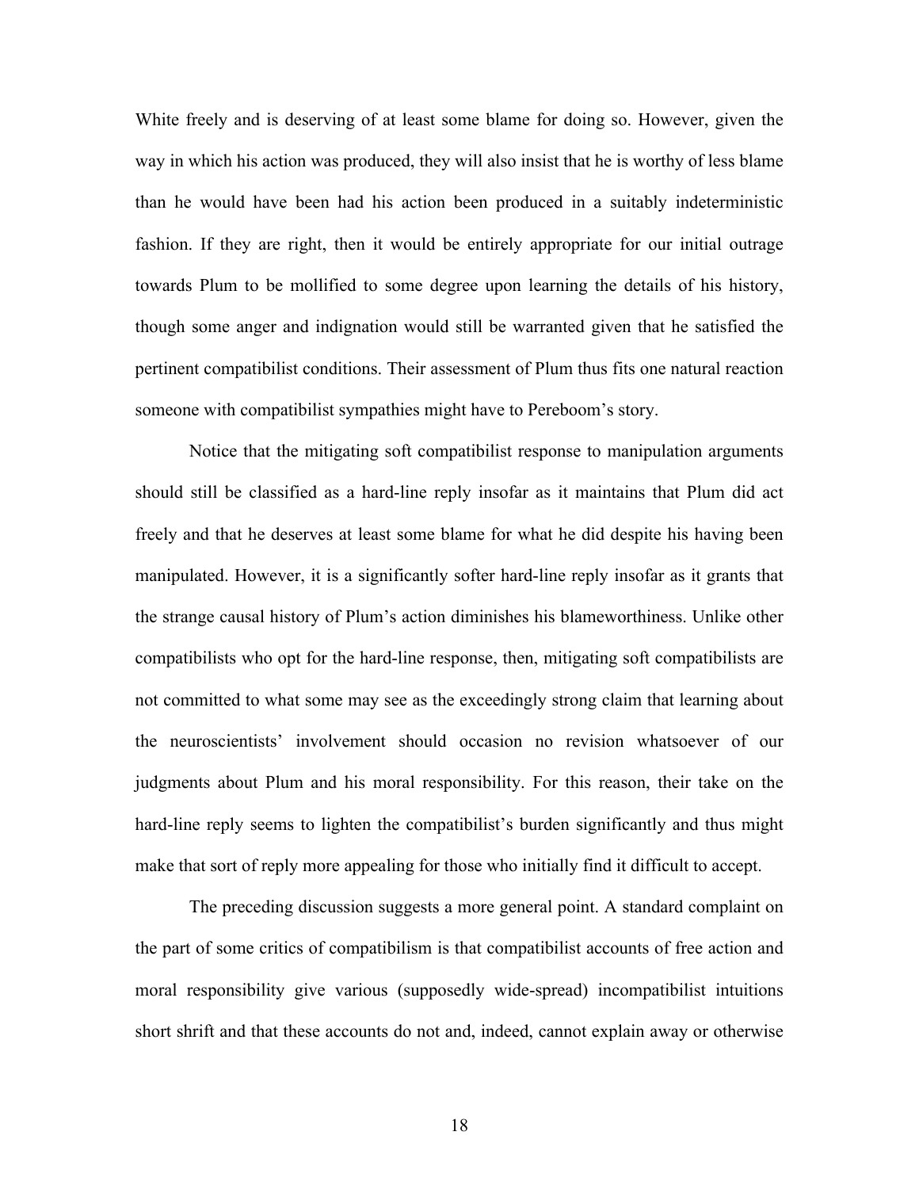White freely and is deserving of at least some blame for doing so. However, given the way in which his action was produced, they will also insist that he is worthy of less blame than he would have been had his action been produced in a suitably indeterministic fashion. If they are right, then it would be entirely appropriate for our initial outrage towards Plum to be mollified to some degree upon learning the details of his history, though some anger and indignation would still be warranted given that he satisfied the pertinent compatibilist conditions. Their assessment of Plum thus fits one natural reaction someone with compatibilist sympathies might have to Pereboom's story.

Notice that the mitigating soft compatibilist response to manipulation arguments should still be classified as a hard-line reply insofar as it maintains that Plum did act freely and that he deserves at least some blame for what he did despite his having been manipulated. However, it is a significantly softer hard-line reply insofar as it grants that the strange causal history of Plum's action diminishes his blameworthiness. Unlike other compatibilists who opt for the hard-line response, then, mitigating soft compatibilists are not committed to what some may see as the exceedingly strong claim that learning about the neuroscientists' involvement should occasion no revision whatsoever of our judgments about Plum and his moral responsibility. For this reason, their take on the hard-line reply seems to lighten the compatibilist's burden significantly and thus might make that sort of reply more appealing for those who initially find it difficult to accept.

The preceding discussion suggests a more general point. A standard complaint on the part of some critics of compatibilism is that compatibilist accounts of free action and moral responsibility give various (supposedly wide-spread) incompatibilist intuitions short shrift and that these accounts do not and, indeed, cannot explain away or otherwise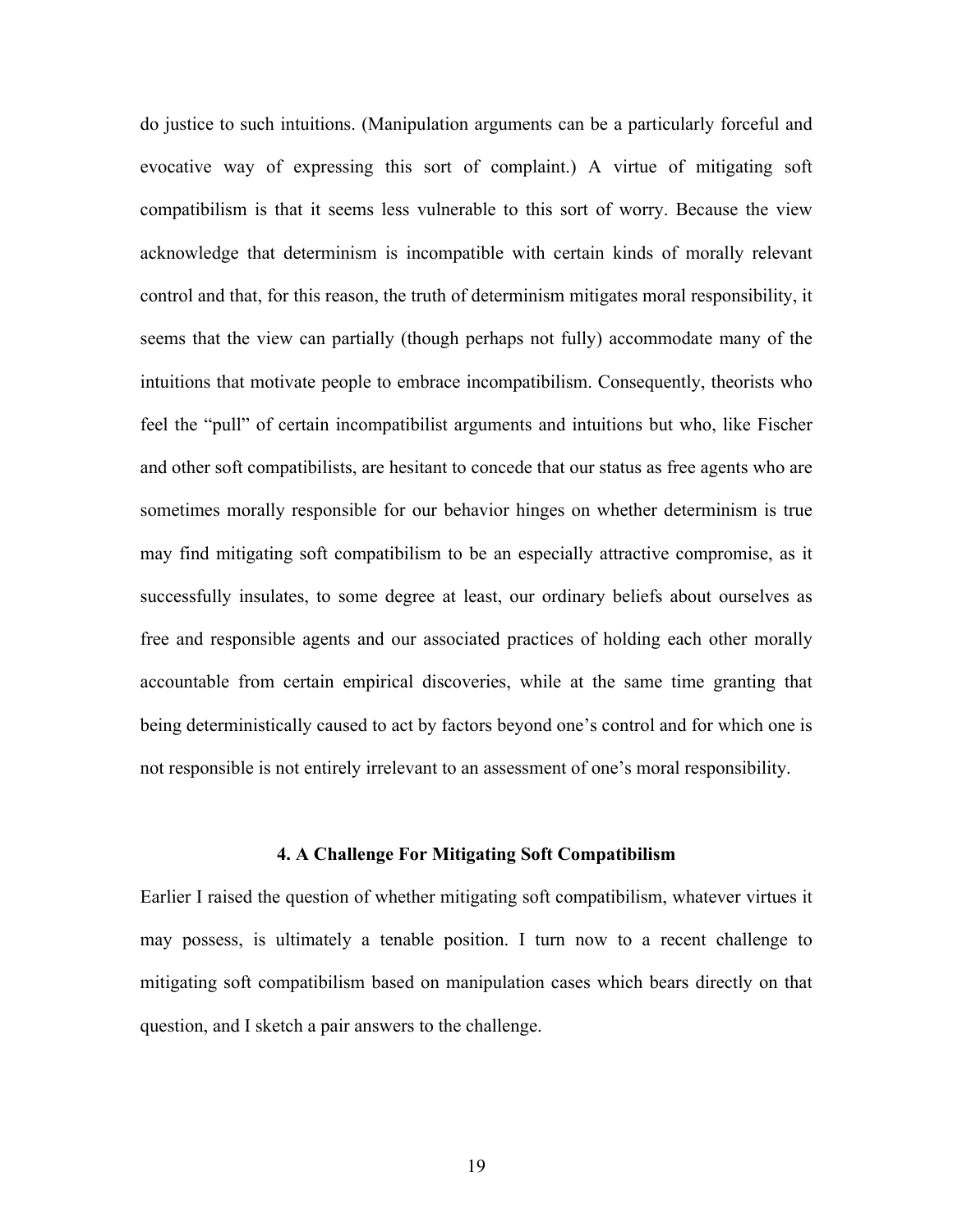do justice to such intuitions. (Manipulation arguments can be a particularly forceful and evocative way of expressing this sort of complaint.) A virtue of mitigating soft compatibilism is that it seems less vulnerable to this sort of worry. Because the view acknowledge that determinism is incompatible with certain kinds of morally relevant control and that, for this reason, the truth of determinism mitigates moral responsibility, it seems that the view can partially (though perhaps not fully) accommodate many of the intuitions that motivate people to embrace incompatibilism. Consequently, theorists who feel the "pull" of certain incompatibilist arguments and intuitions but who, like Fischer and other soft compatibilists, are hesitant to concede that our status as free agents who are sometimes morally responsible for our behavior hinges on whether determinism is true may find mitigating soft compatibilism to be an especially attractive compromise, as it successfully insulates, to some degree at least, our ordinary beliefs about ourselves as free and responsible agents and our associated practices of holding each other morally accountable from certain empirical discoveries, while at the same time granting that being deterministically caused to act by factors beyond one's control and for which one is not responsible is not entirely irrelevant to an assessment of one's moral responsibility.

## 4. A Challenge For Mitigating Soft Compatibilism

Earlier I raised the question of whether mitigating soft compatibilism, whatever virtues it may possess, is ultimately a tenable position. I turn now to a recent challenge to mitigating soft compatibilism based on manipulation cases which bears directly on that question, and I sketch a pair answers to the challenge.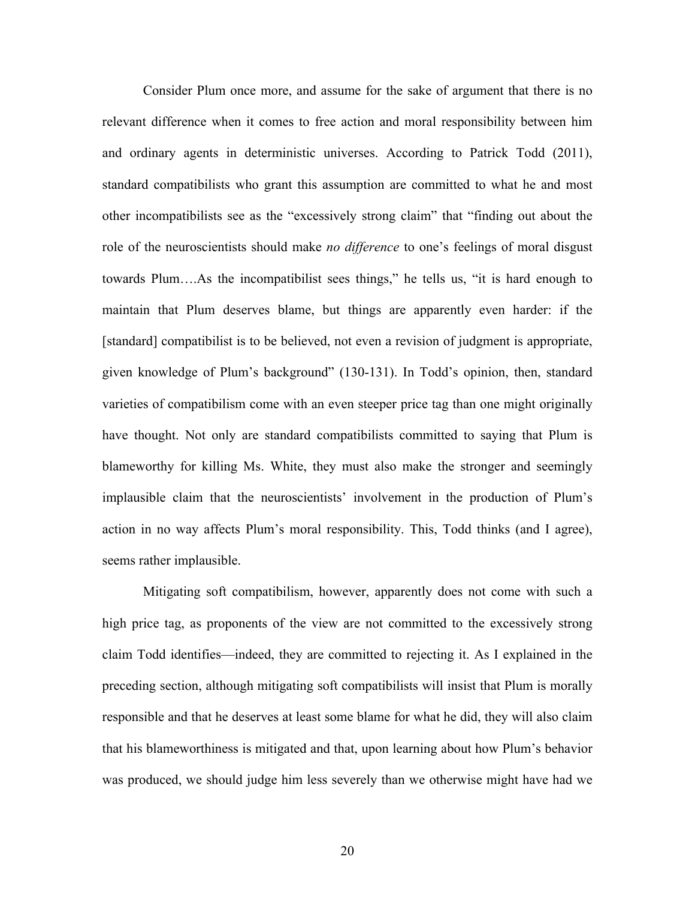Consider Plum once more, and assume for the sake of argument that there is no relevant difference when it comes to free action and moral responsibility between him and ordinary agents in deterministic universes. According to Patrick Todd (2011), standard compatibilists who grant this assumption are committed to what he and most other incompatibilists see as the "excessively strong claim" that "finding out about the role of the neuroscientists should make *no difference* to one's feelings of moral disgust towards Plum….As the incompatibilist sees things," he tells us, "it is hard enough to maintain that Plum deserves blame, but things are apparently even harder: if the [standard] compatibilist is to be believed, not even a revision of judgment is appropriate, given knowledge of Plum's background" (130-131). In Todd's opinion, then, standard varieties of compatibilism come with an even steeper price tag than one might originally have thought. Not only are standard compatibilists committed to saying that Plum is blameworthy for killing Ms. White, they must also make the stronger and seemingly implausible claim that the neuroscientists' involvement in the production of Plum's action in no way affects Plum's moral responsibility. This, Todd thinks (and I agree), seems rather implausible.

Mitigating soft compatibilism, however, apparently does not come with such a high price tag, as proponents of the view are not committed to the excessively strong claim Todd identifies—indeed, they are committed to rejecting it. As I explained in the preceding section, although mitigating soft compatibilists will insist that Plum is morally responsible and that he deserves at least some blame for what he did, they will also claim that his blameworthiness is mitigated and that, upon learning about how Plum's behavior was produced, we should judge him less severely than we otherwise might have had we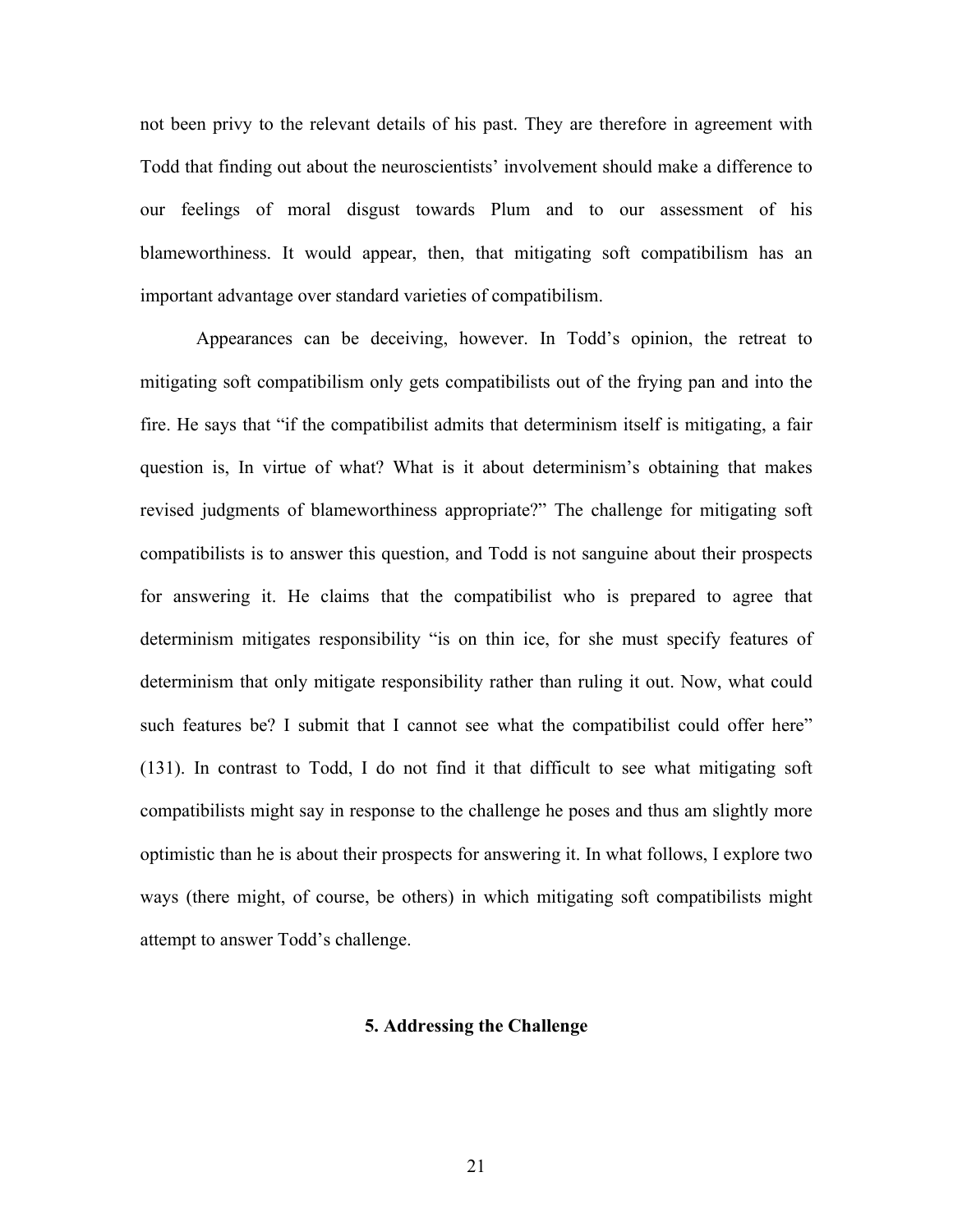not been privy to the relevant details of his past. They are therefore in agreement with Todd that finding out about the neuroscientists' involvement should make a difference to our feelings of moral disgust towards Plum and to our assessment of his blameworthiness. It would appear, then, that mitigating soft compatibilism has an important advantage over standard varieties of compatibilism.

Appearances can be deceiving, however. In Todd's opinion, the retreat to mitigating soft compatibilism only gets compatibilists out of the frying pan and into the fire. He says that "if the compatibilist admits that determinism itself is mitigating, a fair question is, In virtue of what? What is it about determinism's obtaining that makes revised judgments of blameworthiness appropriate?" The challenge for mitigating soft compatibilists is to answer this question, and Todd is not sanguine about their prospects for answering it. He claims that the compatibilist who is prepared to agree that determinism mitigates responsibility "is on thin ice, for she must specify features of determinism that only mitigate responsibility rather than ruling it out. Now, what could such features be? I submit that I cannot see what the compatibilist could offer here" (131). In contrast to Todd, I do not find it that difficult to see what mitigating soft compatibilists might say in response to the challenge he poses and thus am slightly more optimistic than he is about their prospects for answering it. In what follows, I explore two ways (there might, of course, be others) in which mitigating soft compatibilists might attempt to answer Todd's challenge.

## 5. Addressing the Challenge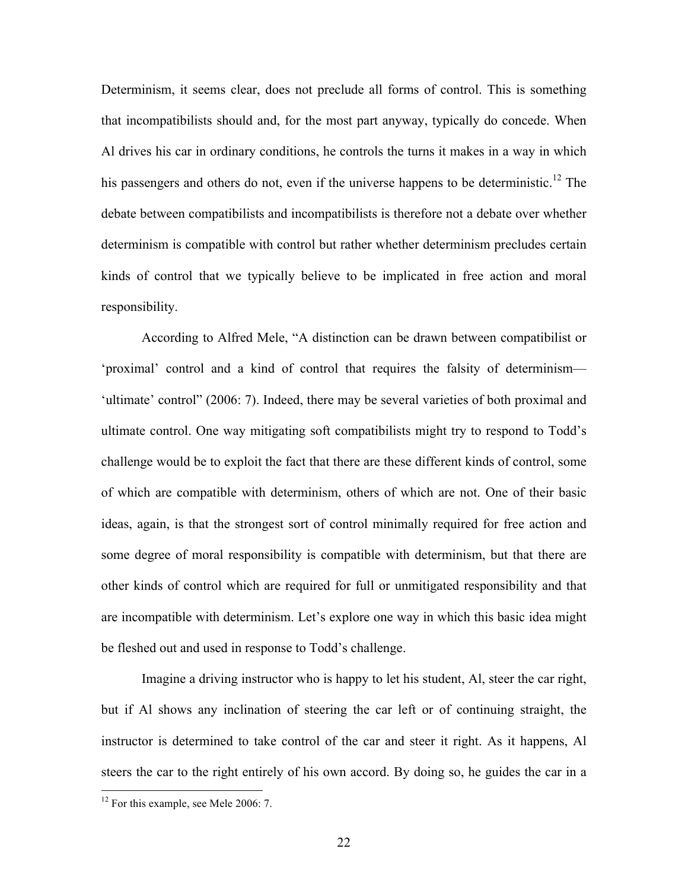Determinism, it seems clear, does not preclude all forms of control. This is something that incompatibilists should and, for the most part anyway, typically do concede. When Al drives his car in ordinary conditions, he controls the turns it makes in a way in which his passengers and others do not, even if the universe happens to be deterministic.[12] The debate between compatibilists and incompatibilists is therefore not a debate over whether determinism is compatible with control but rather whether determinism precludes certain kinds of control that we typically believe to be implicated in free action and moral responsibility.

According to Alfred Mele, "A distinction can be drawn between compatibilist or 'proximal' control and a kind of control that requires the falsity of determinism—'ultimate' control" (2006: 7). Indeed, there may be several varieties of both proximal and ultimate control. One way mitigating soft compatibilists might try to respond to Todd's challenge would be to exploit the fact that there are these different kinds of control, some of which are compatible with determinism, others of which are not. One of their basic ideas, again, is that the strongest sort of control minimally required for free action and some degree of moral responsibility is compatible with determinism, but that there are other kinds of control which are required for full or unmitigated responsibility and that are incompatible with determinism. Let's explore one way in which this basic idea might be fleshed out and used in response to Todd's challenge.

Imagine a driving instructor who is happy to let his student, Al, steer the car right, but if Al shows any inclination of steering the car left or of continuing straight, the instructor is determined to take control of the car and steer it right. As it happens, Al steers the car to the right entirely of his own accord. By doing so, he guides the car in a

[12] For this example, see Mele 2006: 7.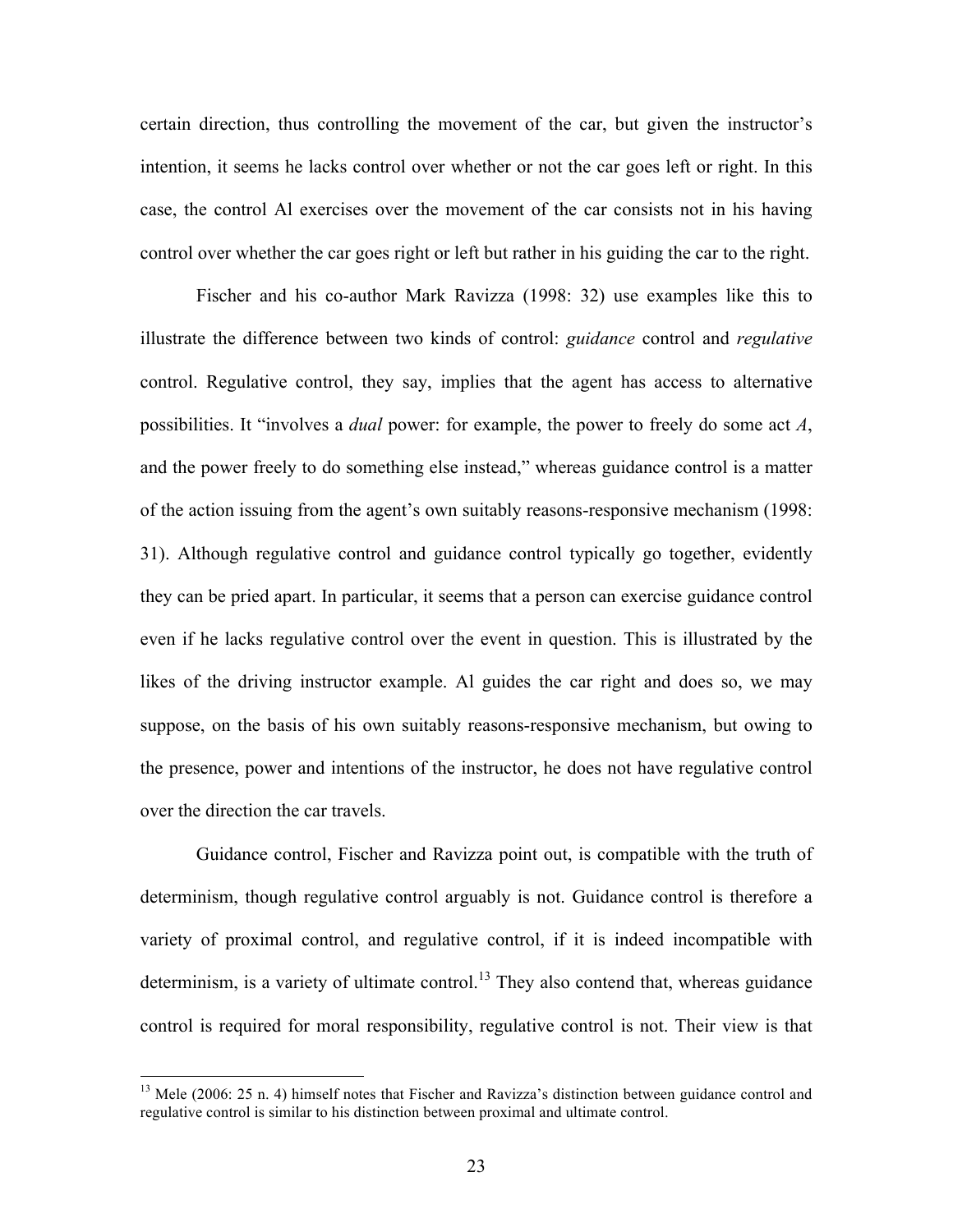certain direction, thus controlling the movement of the car, but given the instructor's intention, it seems he lacks control over whether or not the car goes left or right. In this case, the control Al exercises over the movement of the car consists not in his having control over whether the car goes right or left but rather in his guiding the car to the right.

Fischer and his co-author Mark Ravizza (1998: 32) use examples like this to illustrate the difference between two kinds of control: *guidance* control and *regulative* control. Regulative control, they say, implies that the agent has access to alternative possibilities. It "involves a *dual* power: for example, the power to freely do some act *A*, and the power freely to do something else instead," whereas guidance control is a matter of the action issuing from the agent's own suitably reasons-responsive mechanism (1998: 31). Although regulative control and guidance control typically go together, evidently they can be pried apart. In particular, it seems that a person can exercise guidance control even if he lacks regulative control over the event in question. This is illustrated by the likes of the driving instructor example. Al guides the car right and does so, we may suppose, on the basis of his own suitably reasons-responsive mechanism, but owing to the presence, power and intentions of the instructor, he does not have regulative control over the direction the car travels.

Guidance control, Fischer and Ravizza point out, is compatible with the truth of determinism, though regulative control arguably is not. Guidance control is therefore a variety of proximal control, and regulative control, if it is indeed incompatible with determinism, is a variety of ultimate control.[13] They also contend that, whereas guidance control is required for moral responsibility, regulative control is not. Their view is that

---

[13] Mele (2006: 25 n. 4) himself notes that Fischer and Ravizza's distinction between guidance control and regulative control is similar to his distinction between proximal and ultimate control.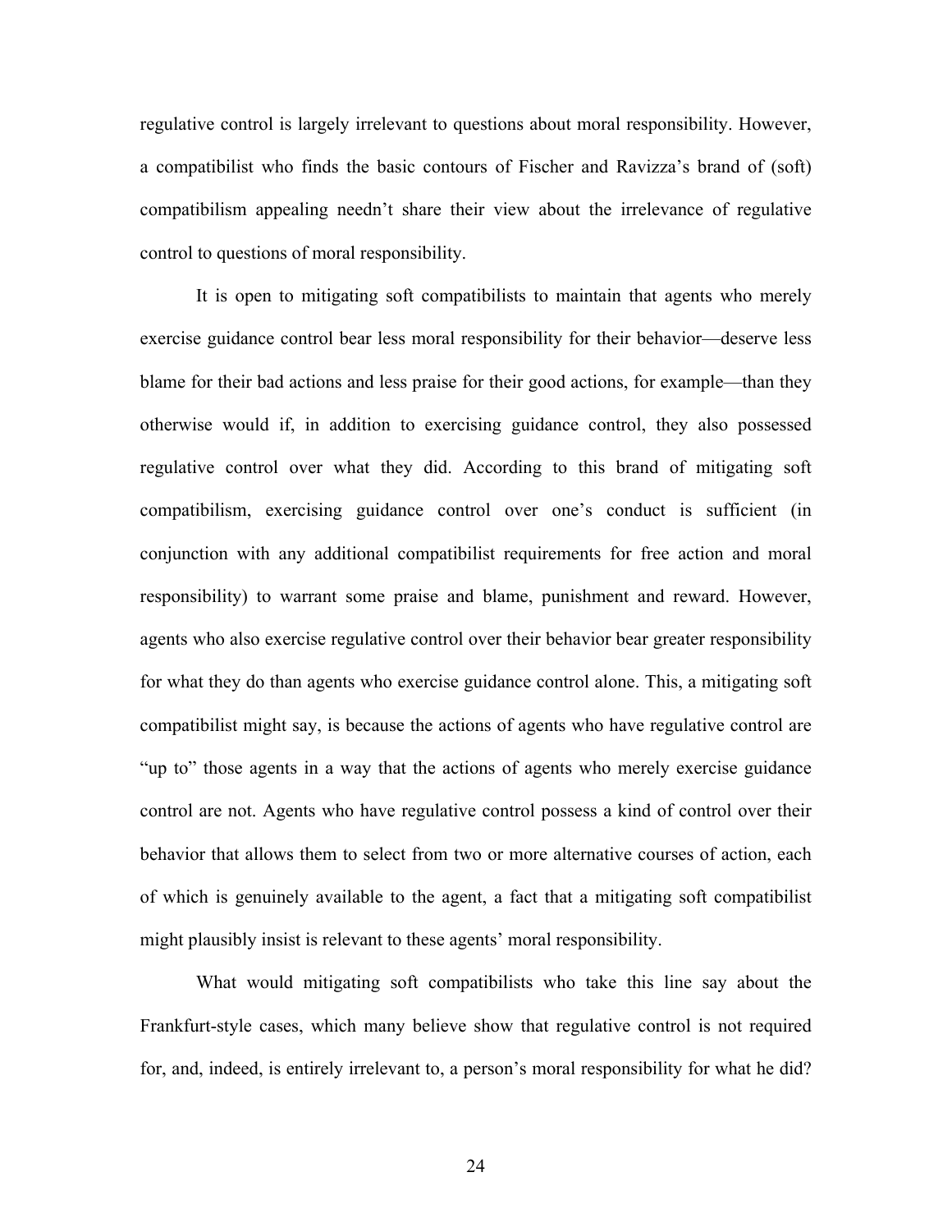regulative control is largely irrelevant to questions about moral responsibility. However, a compatibilist who finds the basic contours of Fischer and Ravizza's brand of (soft) compatibilism appealing needn't share their view about the irrelevance of regulative control to questions of moral responsibility.

It is open to mitigating soft compatibilists to maintain that agents who merely exercise guidance control bear less moral responsibility for their behavior—deserve less blame for their bad actions and less praise for their good actions, for example—than they otherwise would if, in addition to exercising guidance control, they also possessed regulative control over what they did. According to this brand of mitigating soft compatibilism, exercising guidance control over one's conduct is sufficient (in conjunction with any additional compatibilist requirements for free action and moral responsibility) to warrant some praise and blame, punishment and reward. However, agents who also exercise regulative control over their behavior bear greater responsibility for what they do than agents who exercise guidance control alone. This, a mitigating soft compatibilist might say, is because the actions of agents who have regulative control are "up to" those agents in a way that the actions of agents who merely exercise guidance control are not. Agents who have regulative control possess a kind of control over their behavior that allows them to select from two or more alternative courses of action, each of which is genuinely available to the agent, a fact that a mitigating soft compatibilist might plausibly insist is relevant to these agents' moral responsibility.

What would mitigating soft compatibilists who take this line say about the Frankfurt-style cases, which many believe show that regulative control is not required for, and, indeed, is entirely irrelevant to, a person's moral responsibility for what he did?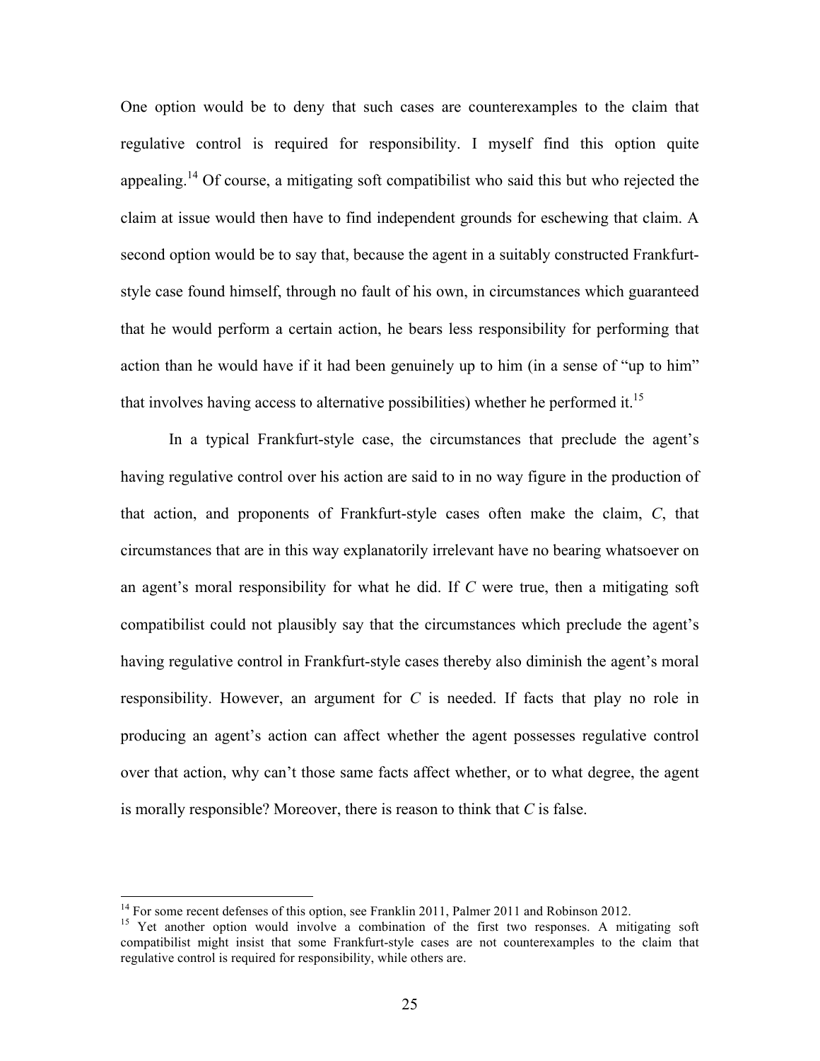One option would be to deny that such cases are counterexamples to the claim that regulative control is required for responsibility. I myself find this option quite appealing.[14] Of course, a mitigating soft compatibilist who said this but who rejected the claim at issue would then have to find independent grounds for eschewing that claim. A second option would be to say that, because the agent in a suitably constructed Frankfurt-style case found himself, through no fault of his own, in circumstances which guaranteed that he would perform a certain action, he bears less responsibility for performing that action than he would have if it had been genuinely up to him (in a sense of "up to him" that involves having access to alternative possibilities) whether he performed it.[15]

In a typical Frankfurt-style case, the circumstances that preclude the agent's having regulative control over his action are said to in no way figure in the production of that action, and proponents of Frankfurt-style cases often make the claim, *C*, that circumstances that are in this way explanatorily irrelevant have no bearing whatsoever on an agent's moral responsibility for what he did. If *C* were true, then a mitigating soft compatibilist could not plausibly say that the circumstances which preclude the agent's having regulative control in Frankfurt-style cases thereby also diminish the agent's moral responsibility. However, an argument for *C* is needed. If facts that play no role in producing an agent's action can affect whether the agent possesses regulative control over that action, why can't those same facts affect whether, or to what degree, the agent is morally responsible? Moreover, there is reason to think that *C* is false.

[14] For some recent defenses of this option, see Franklin 2011, Palmer 2011 and Robinson 2012.

[15] Yet another option would involve a combination of the first two responses. A mitigating soft compatibilist might insist that some Frankfurt-style cases are not counterexamples to the claim that regulative control is required for responsibility, while others are.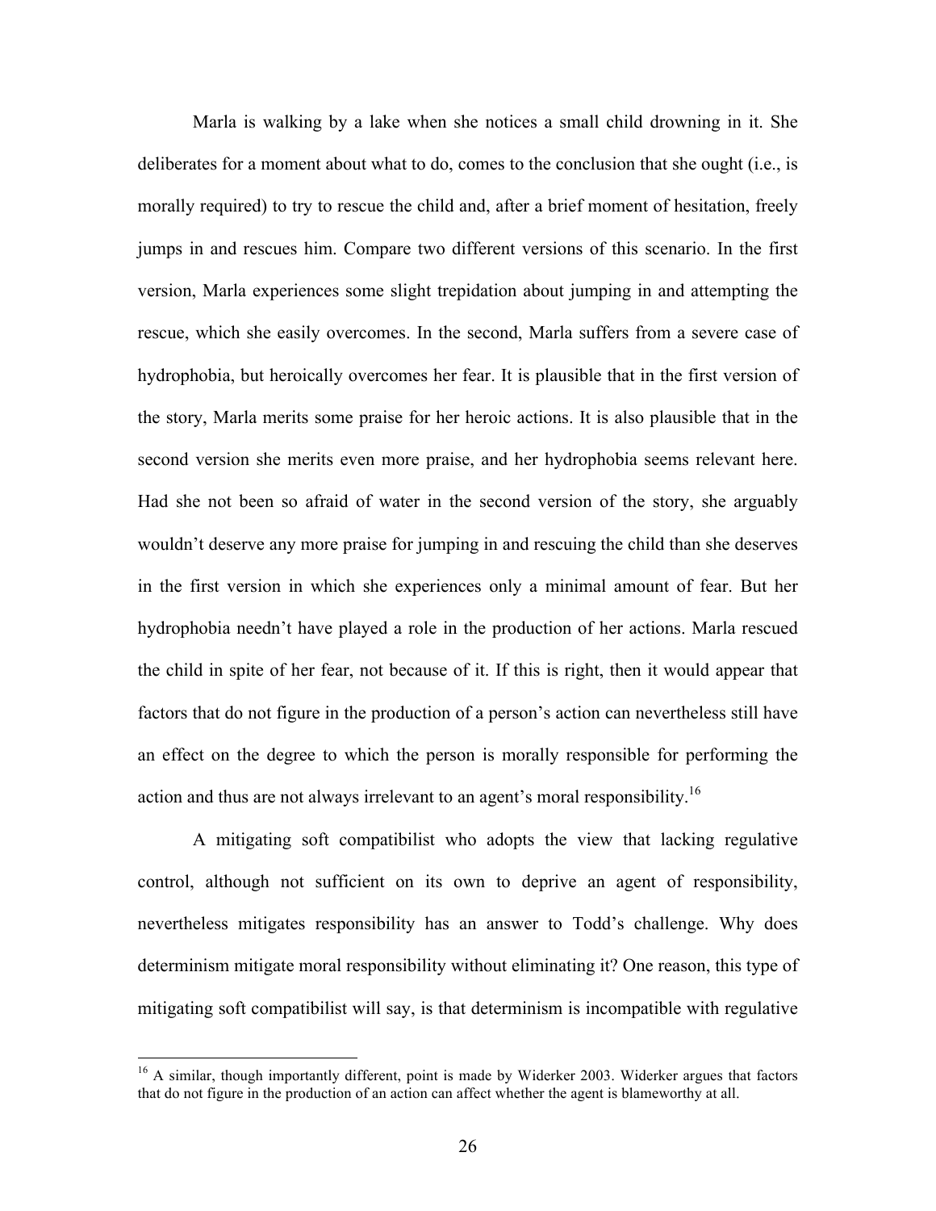Marla is walking by a lake when she notices a small child drowning in it. She deliberates for a moment about what to do, comes to the conclusion that she ought (i.e., is morally required) to try to rescue the child and, after a brief moment of hesitation, freely jumps in and rescues him. Compare two different versions of this scenario. In the first version, Marla experiences some slight trepidation about jumping in and attempting the rescue, which she easily overcomes. In the second, Marla suffers from a severe case of hydrophobia, but heroically overcomes her fear. It is plausible that in the first version of the story, Marla merits some praise for her heroic actions. It is also plausible that in the second version she merits even more praise, and her hydrophobia seems relevant here. Had she not been so afraid of water in the second version of the story, she arguably wouldn't deserve any more praise for jumping in and rescuing the child than she deserves in the first version in which she experiences only a minimal amount of fear. But her hydrophobia needn't have played a role in the production of her actions. Marla rescued the child in spite of her fear, not because of it. If this is right, then it would appear that factors that do not figure in the production of a person's action can nevertheless still have an effect on the degree to which the person is morally responsible for performing the action and thus are not always irrelevant to an agent's moral responsibility.[16]

A mitigating soft compatibilist who adopts the view that lacking regulative control, although not sufficient on its own to deprive an agent of responsibility, nevertheless mitigates responsibility has an answer to Todd's challenge. Why does determinism mitigate moral responsibility without eliminating it? One reason, this type of mitigating soft compatibilist will say, is that determinism is incompatible with regulative

---

[16] A similar, though importantly different, point is made by Widerker 2003. Widerker argues that factors that do not figure in the production of an action can affect whether the agent is blameworthy at all.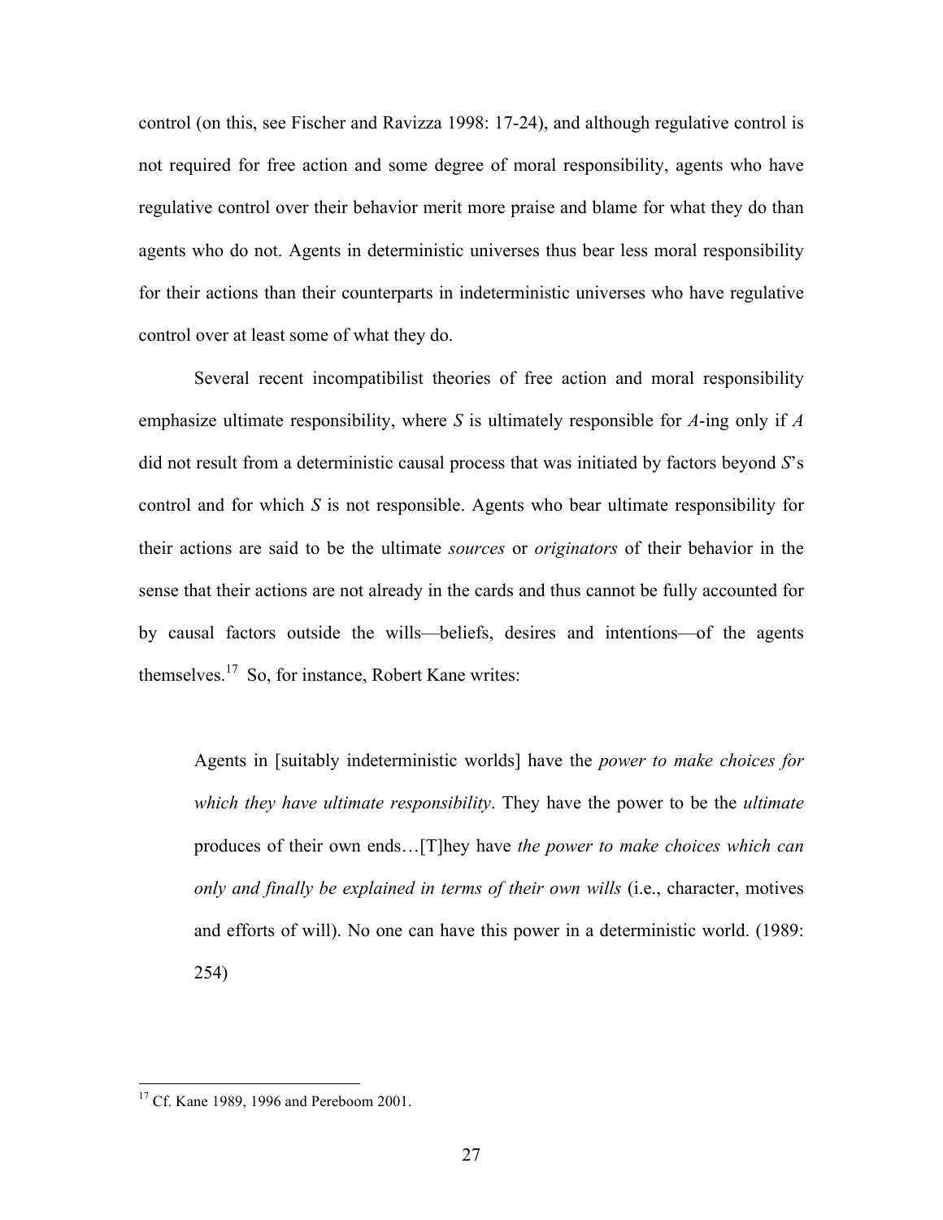control (on this, see Fischer and Ravizza 1998: 17-24), and although regulative control is not required for free action and some degree of moral responsibility, agents who have regulative control over their behavior merit more praise and blame for what they do than agents who do not. Agents in deterministic universes thus bear less moral responsibility for their actions than their counterparts in indeterministic universes who have regulative control over at least some of what they do.

Several recent incompatibilist theories of free action and moral responsibility emphasize ultimate responsibility, where *S* is ultimately responsible for *A*-ing only if *A* did not result from a deterministic causal process that was initiated by factors beyond *S*'s control and for which *S* is not responsible. Agents who bear ultimate responsibility for their actions are said to be the ultimate *sources* or *originators* of their behavior in the sense that their actions are not already in the cards and thus cannot be fully accounted for by causal factors outside the wills—beliefs, desires and intentions—of the agents themselves.[17] So, for instance, Robert Kane writes:

> Agents in [suitably indeterministic worlds] have the *power to make choices for which they have ultimate responsibility*. They have the power to be the *ultimate* produces of their own ends…[T]hey have *the power to make choices which can only and finally be explained in terms of their own wills* (i.e., character, motives and efforts of will). No one can have this power in a deterministic world. (1989: 254)

[17] Cf. Kane 1989, 1996 and Pereboom 2001.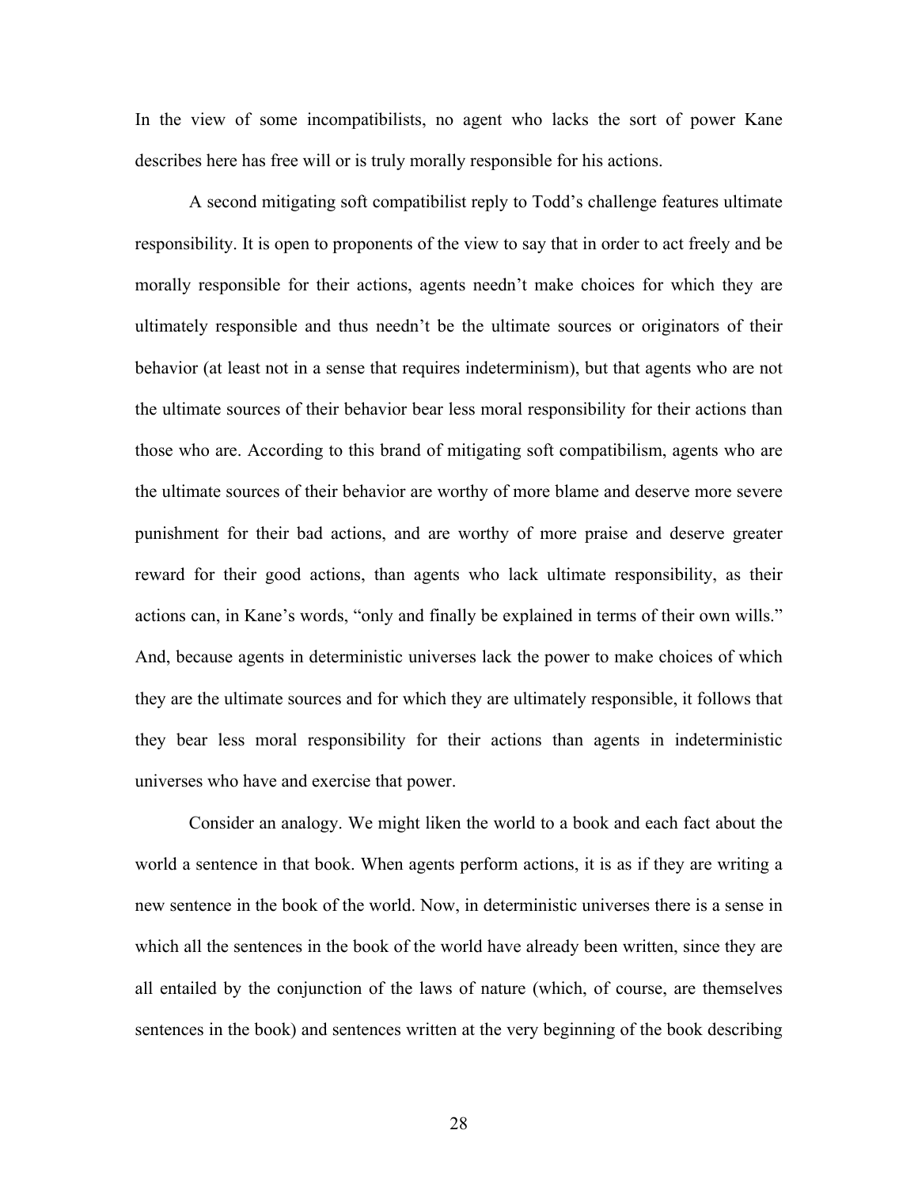In the view of some incompatibilists, no agent who lacks the sort of power Kane describes here has free will or is truly morally responsible for his actions.

A second mitigating soft compatibilist reply to Todd's challenge features ultimate responsibility. It is open to proponents of the view to say that in order to act freely and be morally responsible for their actions, agents needn't make choices for which they are ultimately responsible and thus needn't be the ultimate sources or originators of their behavior (at least not in a sense that requires indeterminism), but that agents who are not the ultimate sources of their behavior bear less moral responsibility for their actions than those who are. According to this brand of mitigating soft compatibilism, agents who are the ultimate sources of their behavior are worthy of more blame and deserve more severe punishment for their bad actions, and are worthy of more praise and deserve greater reward for their good actions, than agents who lack ultimate responsibility, as their actions can, in Kane's words, "only and finally be explained in terms of their own wills." And, because agents in deterministic universes lack the power to make choices of which they are the ultimate sources and for which they are ultimately responsible, it follows that they bear less moral responsibility for their actions than agents in indeterministic universes who have and exercise that power.

Consider an analogy. We might liken the world to a book and each fact about the world a sentence in that book. When agents perform actions, it is as if they are writing a new sentence in the book of the world. Now, in deterministic universes there is a sense in which all the sentences in the book of the world have already been written, since they are all entailed by the conjunction of the laws of nature (which, of course, are themselves sentences in the book) and sentences written at the very beginning of the book describing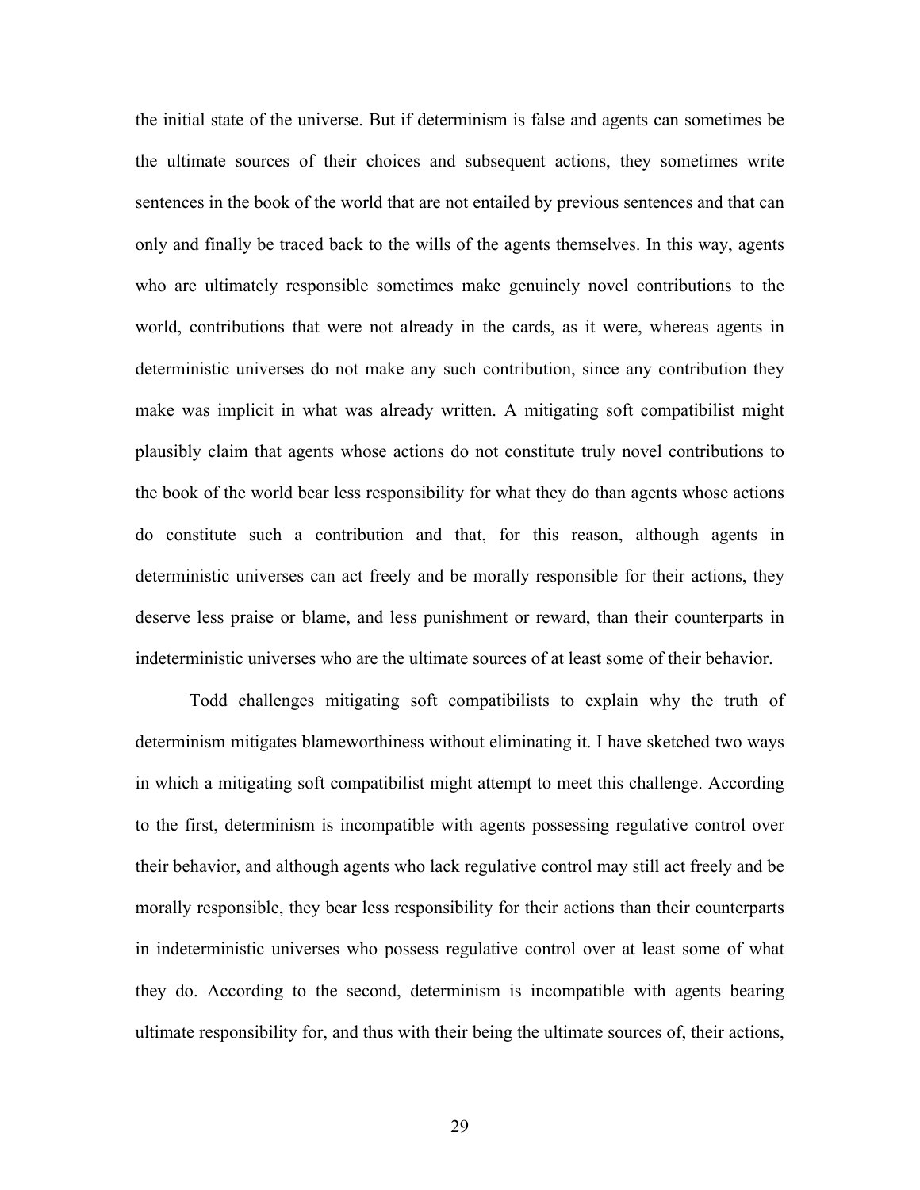the initial state of the universe. But if determinism is false and agents can sometimes be the ultimate sources of their choices and subsequent actions, they sometimes write sentences in the book of the world that are not entailed by previous sentences and that can only and finally be traced back to the wills of the agents themselves. In this way, agents who are ultimately responsible sometimes make genuinely novel contributions to the world, contributions that were not already in the cards, as it were, whereas agents in deterministic universes do not make any such contribution, since any contribution they make was implicit in what was already written. A mitigating soft compatibilist might plausibly claim that agents whose actions do not constitute truly novel contributions to the book of the world bear less responsibility for what they do than agents whose actions do constitute such a contribution and that, for this reason, although agents in deterministic universes can act freely and be morally responsible for their actions, they deserve less praise or blame, and less punishment or reward, than their counterparts in indeterministic universes who are the ultimate sources of at least some of their behavior.

Todd challenges mitigating soft compatibilists to explain why the truth of determinism mitigates blameworthiness without eliminating it. I have sketched two ways in which a mitigating soft compatibilist might attempt to meet this challenge. According to the first, determinism is incompatible with agents possessing regulative control over their behavior, and although agents who lack regulative control may still act freely and be morally responsible, they bear less responsibility for their actions than their counterparts in indeterministic universes who possess regulative control over at least some of what they do. According to the second, determinism is incompatible with agents bearing ultimate responsibility for, and thus with their being the ultimate sources of, their actions,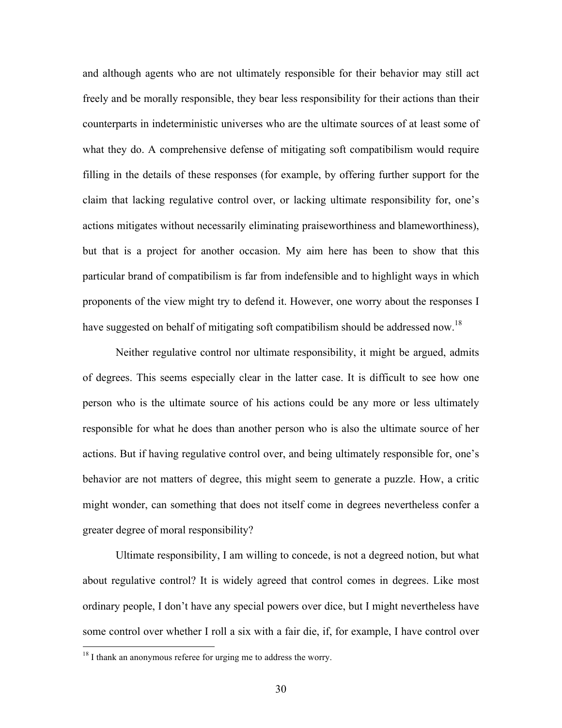and although agents who are not ultimately responsible for their behavior may still act freely and be morally responsible, they bear less responsibility for their actions than their counterparts in indeterministic universes who are the ultimate sources of at least some of what they do. A comprehensive defense of mitigating soft compatibilism would require filling in the details of these responses (for example, by offering further support for the claim that lacking regulative control over, or lacking ultimate responsibility for, one's actions mitigates without necessarily eliminating praiseworthiness and blameworthiness), but that is a project for another occasion. My aim here has been to show that this particular brand of compatibilism is far from indefensible and to highlight ways in which proponents of the view might try to defend it. However, one worry about the responses I have suggested on behalf of mitigating soft compatibilism should be addressed now.[18]

Neither regulative control nor ultimate responsibility, it might be argued, admits of degrees. This seems especially clear in the latter case. It is difficult to see how one person who is the ultimate source of his actions could be any more or less ultimately responsible for what he does than another person who is also the ultimate source of her actions. But if having regulative control over, and being ultimately responsible for, one's behavior are not matters of degree, this might seem to generate a puzzle. How, a critic might wonder, can something that does not itself come in degrees nevertheless confer a greater degree of moral responsibility?

Ultimate responsibility, I am willing to concede, is not a degreed notion, but what about regulative control? It is widely agreed that control comes in degrees. Like most ordinary people, I don't have any special powers over dice, but I might nevertheless have some control over whether I roll a six with a fair die, if, for example, I have control over

[18] I thank an anonymous referee for urging me to address the worry.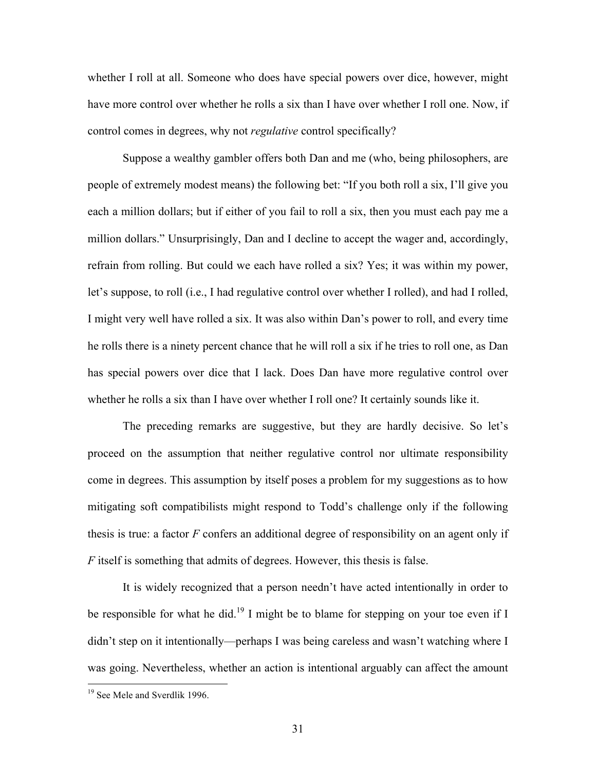whether I roll at all. Someone who does have special powers over dice, however, might have more control over whether he rolls a six than I have over whether I roll one. Now, if control comes in degrees, why not *regulative* control specifically?

Suppose a wealthy gambler offers both Dan and me (who, being philosophers, are people of extremely modest means) the following bet: "If you both roll a six, I'll give you each a million dollars; but if either of you fail to roll a six, then you must each pay me a million dollars." Unsurprisingly, Dan and I decline to accept the wager and, accordingly, refrain from rolling. But could we each have rolled a six? Yes; it was within my power, let's suppose, to roll (i.e., I had regulative control over whether I rolled), and had I rolled, I might very well have rolled a six. It was also within Dan's power to roll, and every time he rolls there is a ninety percent chance that he will roll a six if he tries to roll one, as Dan has special powers over dice that I lack. Does Dan have more regulative control over whether he rolls a six than I have over whether I roll one? It certainly sounds like it.

The preceding remarks are suggestive, but they are hardly decisive. So let's proceed on the assumption that neither regulative control nor ultimate responsibility come in degrees. This assumption by itself poses a problem for my suggestions as to how mitigating soft compatibilists might respond to Todd's challenge only if the following thesis is true: a factor *F* confers an additional degree of responsibility on an agent only if *F* itself is something that admits of degrees. However, this thesis is false.

It is widely recognized that a person needn't have acted intentionally in order to be responsible for what he did.[19] I might be to blame for stepping on your toe even if I didn't step on it intentionally—perhaps I was being careless and wasn't watching where I was going. Nevertheless, whether an action is intentional arguably can affect the amount

[19] See Mele and Sverdlik 1996.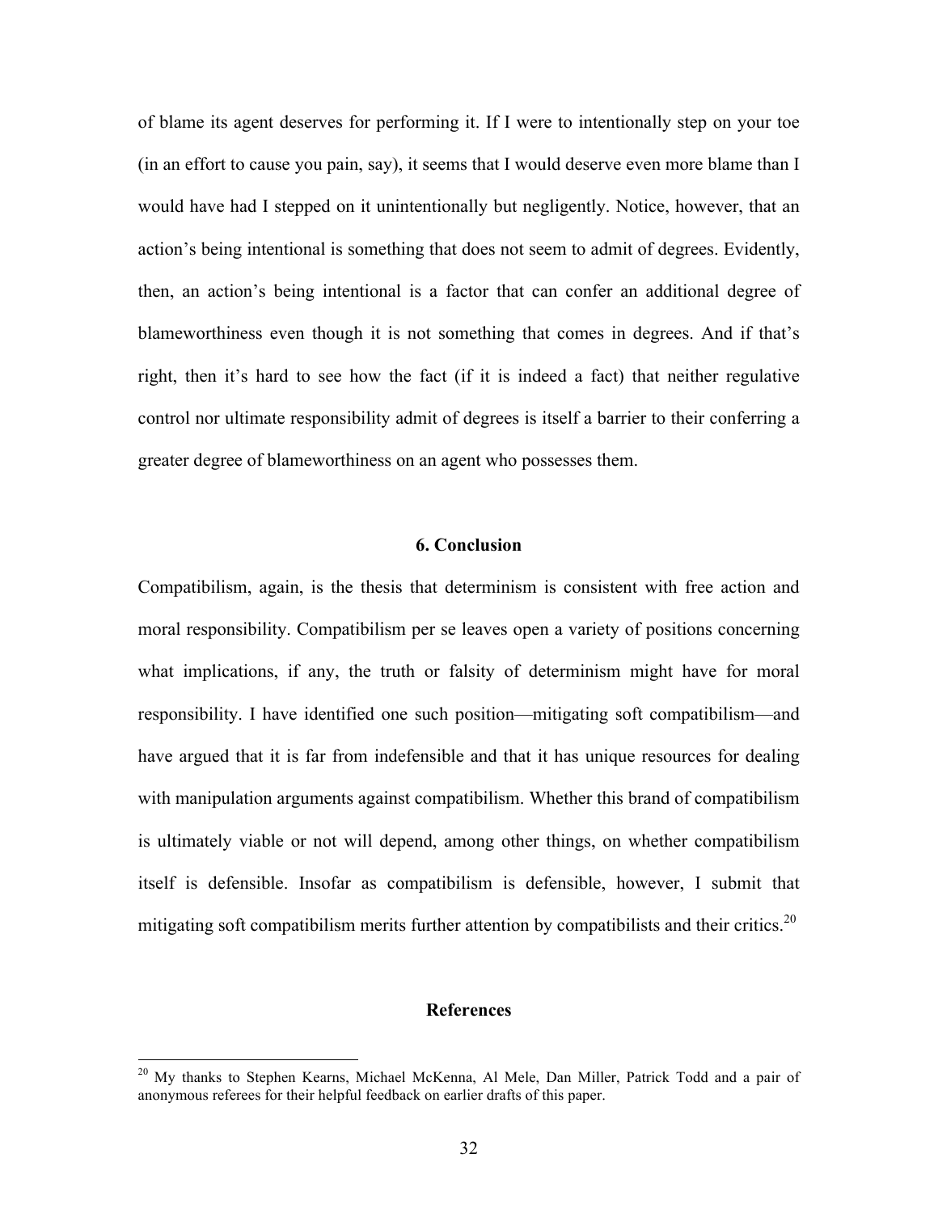of blame its agent deserves for performing it. If I were to intentionally step on your toe (in an effort to cause you pain, say), it seems that I would deserve even more blame than I would have had I stepped on it unintentionally but negligently. Notice, however, that an action's being intentional is something that does not seem to admit of degrees. Evidently, then, an action's being intentional is a factor that can confer an additional degree of blameworthiness even though it is not something that comes in degrees. And if that's right, then it's hard to see how the fact (if it is indeed a fact) that neither regulative control nor ultimate responsibility admit of degrees is itself a barrier to their conferring a greater degree of blameworthiness on an agent who possesses them.

## 6. Conclusion

Compatibilism, again, is the thesis that determinism is consistent with free action and moral responsibility. Compatibilism per se leaves open a variety of positions concerning what implications, if any, the truth or falsity of determinism might have for moral responsibility. I have identified one such position—mitigating soft compatibilism—and have argued that it is far from indefensible and that it has unique resources for dealing with manipulation arguments against compatibilism. Whether this brand of compatibilism is ultimately viable or not will depend, among other things, on whether compatibilism itself is defensible. Insofar as compatibilism is defensible, however, I submit that mitigating soft compatibilism merits further attention by compatibilists and their critics.[20]

## References

[20] My thanks to Stephen Kearns, Michael McKenna, Al Mele, Dan Miller, Patrick Todd and a pair of anonymous referees for their helpful feedback on earlier drafts of this paper.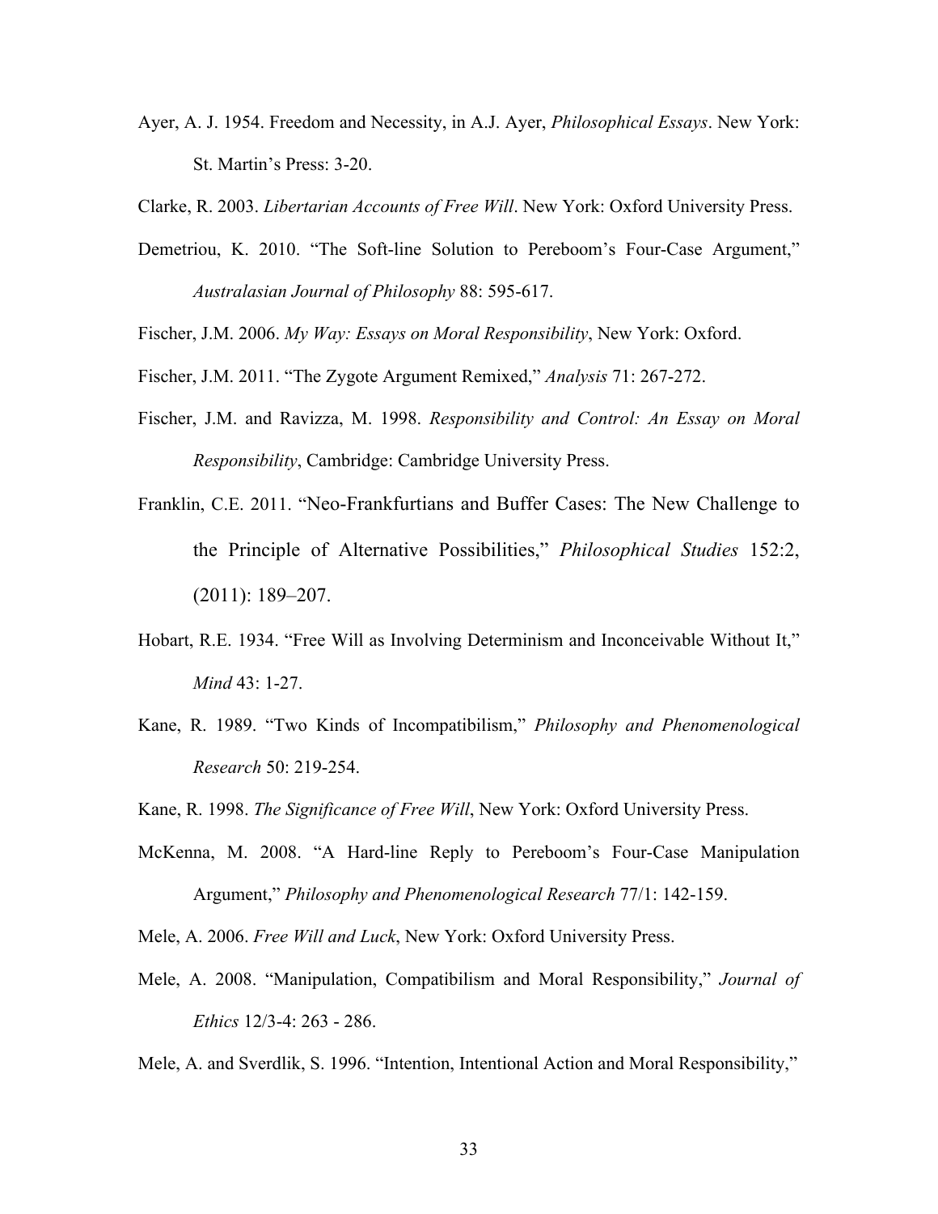Ayer, A. J. 1954. Freedom and Necessity, in A.J. Ayer, *Philosophical Essays*. New York: St. Martin's Press: 3-20.

Clarke, R. 2003. *Libertarian Accounts of Free Will*. New York: Oxford University Press.

Demetriou, K. 2010. "The Soft-line Solution to Pereboom's Four-Case Argument," *Australasian Journal of Philosophy* 88: 595-617.

Fischer, J.M. 2006. *My Way: Essays on Moral Responsibility*, New York: Oxford.

Fischer, J.M. 2011. "The Zygote Argument Remixed," *Analysis* 71: 267-272.

Fischer, J.M. and Ravizza, M. 1998. *Responsibility and Control: An Essay on Moral Responsibility*, Cambridge: Cambridge University Press.

Franklin, C.E. 2011. "Neo-Frankfurtians and Buffer Cases: The New Challenge to the Principle of Alternative Possibilities," *Philosophical Studies* 152:2, (2011): 189–207.

Hobart, R.E. 1934. "Free Will as Involving Determinism and Inconceivable Without It," *Mind* 43: 1-27.

Kane, R. 1989. "Two Kinds of Incompatibilism," *Philosophy and Phenomenological Research* 50: 219-254.

Kane, R. 1998. *The Significance of Free Will*, New York: Oxford University Press.

McKenna, M. 2008. "A Hard-line Reply to Pereboom's Four-Case Manipulation Argument," *Philosophy and Phenomenological Research* 77/1: 142-159.

Mele, A. 2006. *Free Will and Luck*, New York: Oxford University Press.

Mele, A. 2008. "Manipulation, Compatibilism and Moral Responsibility," *Journal of Ethics* 12/3-4: 263 - 286.

Mele, A. and Sverdlik, S. 1996. "Intention, Intentional Action and Moral Responsibility,"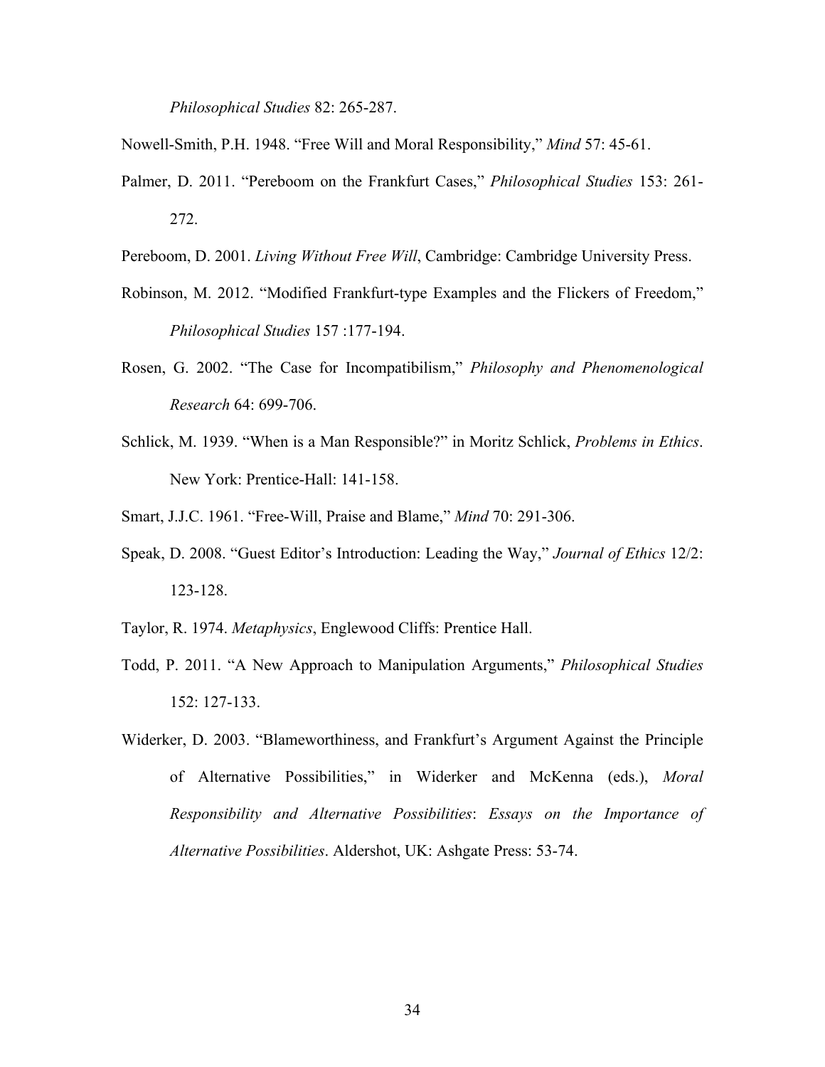*Philosophical Studies* 82: 265-287.

Nowell-Smith, P.H. 1948. "Free Will and Moral Responsibility," *Mind* 57: 45-61.

Palmer, D. 2011. "Pereboom on the Frankfurt Cases," *Philosophical Studies* 153: 261-272.

Pereboom, D. 2001. *Living Without Free Will*, Cambridge: Cambridge University Press.

Robinson, M. 2012. "Modified Frankfurt-type Examples and the Flickers of Freedom," *Philosophical Studies* 157 :177-194.

Rosen, G. 2002. "The Case for Incompatibilism," *Philosophy and Phenomenological Research* 64: 699-706.

Schlick, M. 1939. "When is a Man Responsible?" in Moritz Schlick, *Problems in Ethics*. New York: Prentice-Hall: 141-158.

Smart, J.J.C. 1961. "Free-Will, Praise and Blame," *Mind* 70: 291-306.

Speak, D. 2008. "Guest Editor's Introduction: Leading the Way," *Journal of Ethics* 12/2: 123-128.

Taylor, R. 1974. *Metaphysics*, Englewood Cliffs: Prentice Hall.

Todd, P. 2011. "A New Approach to Manipulation Arguments," *Philosophical Studies* 152: 127-133.

Widerker, D. 2003. "Blameworthiness, and Frankfurt's Argument Against the Principle of Alternative Possibilities," in Widerker and McKenna (eds.), *Moral Responsibility and Alternative Possibilities*: *Essays on the Importance of Alternative Possibilities*. Aldershot, UK: Ashgate Press: 53-74.